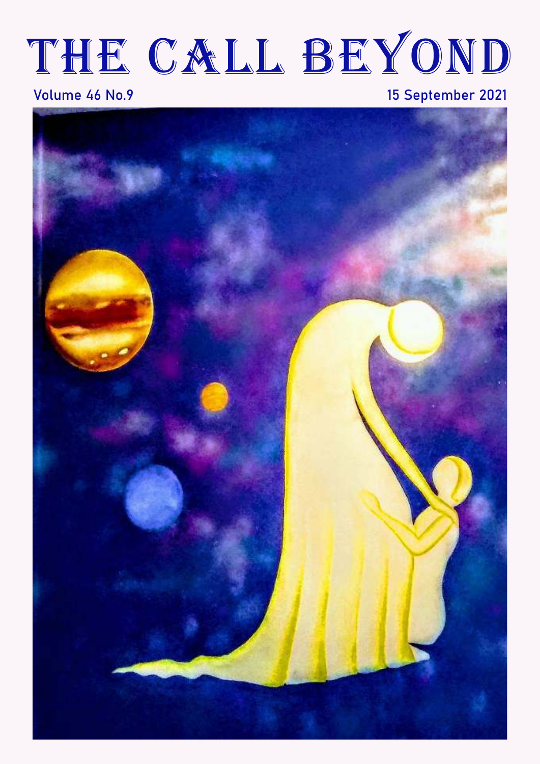# THE CALL BEYOND

Volume 46 No.9

15 September 2021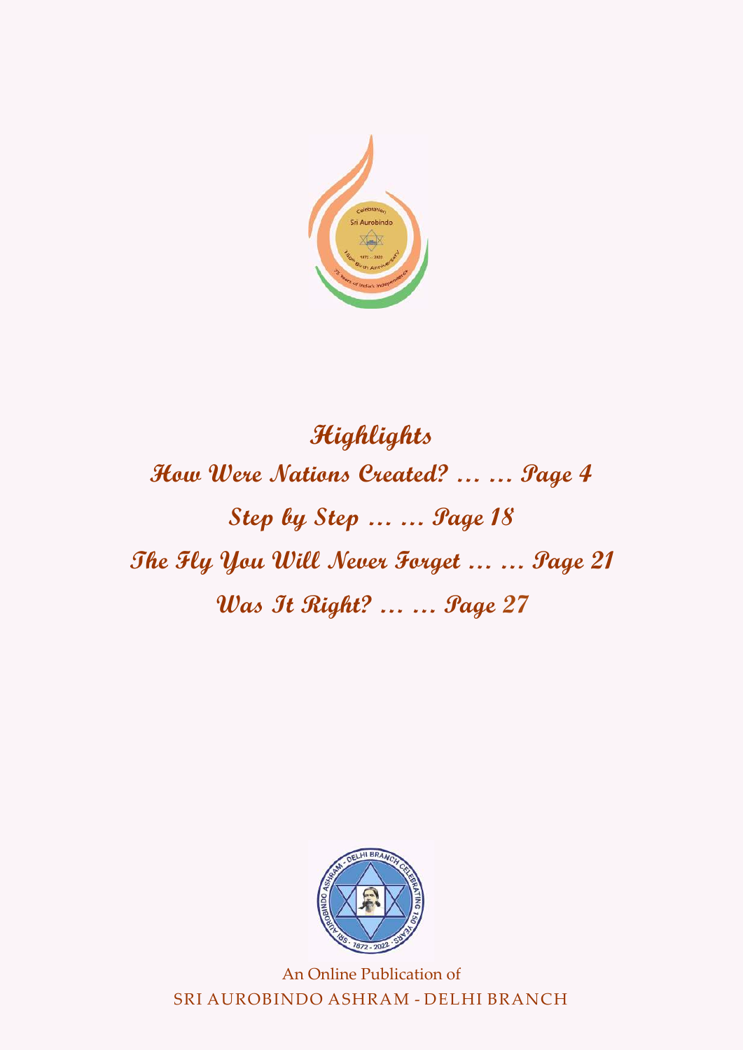## Highlights

**How Were Nations Created? … … Page 4**

**Step by Step … … Page 18**

**The Fly You Will Never Forget … … Page 21**

**Was It Right? … … Page 27**

An Online Publication of

SRI AUROBINDO ASHRAM - DELHI BRANCH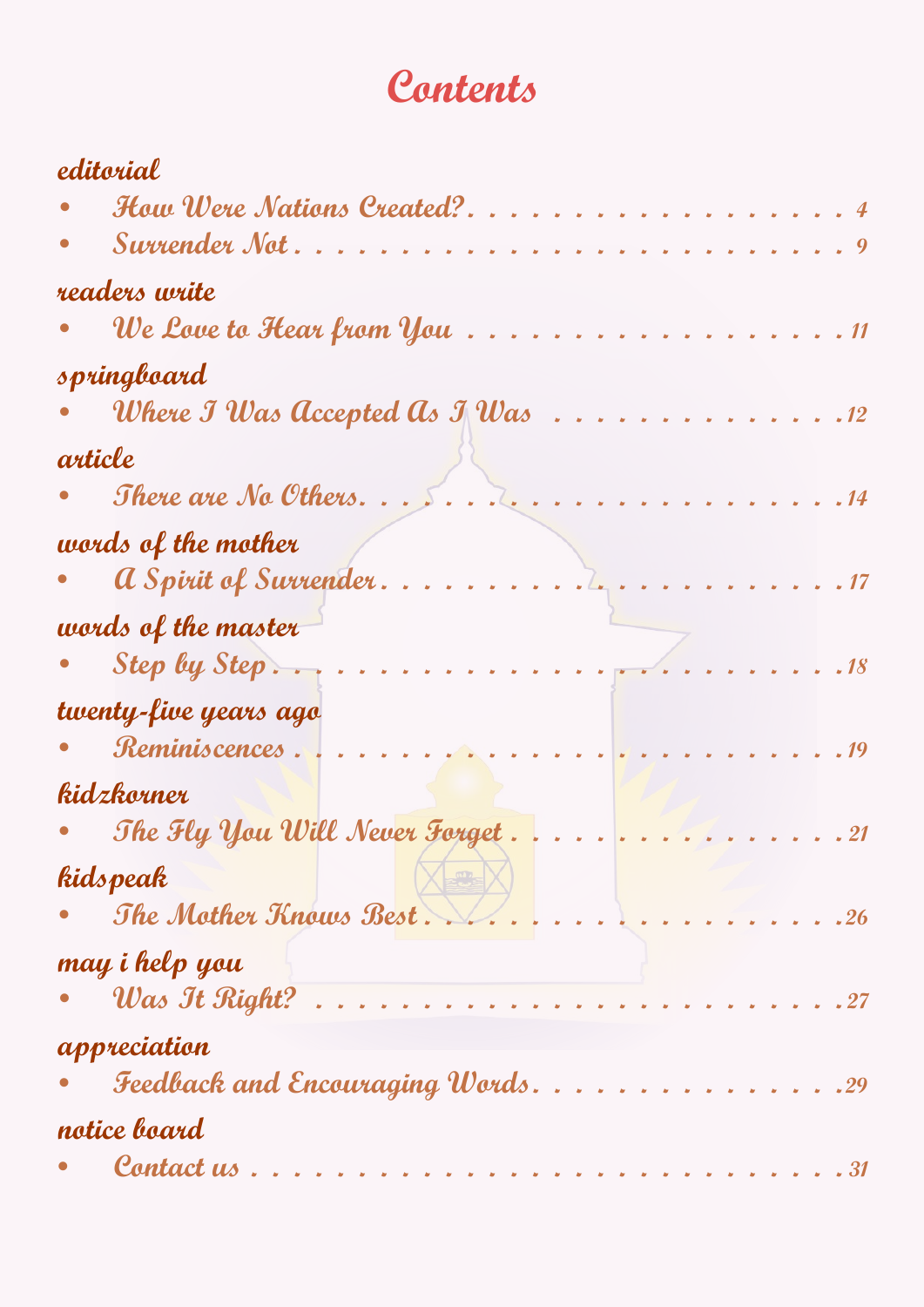# Contents

**editorial**

- *How Were Nations Created?* . . . . . 4
- *Surrender Not* . . . . . 9

**readers write**

- *We Love to Hear from You* . . . . . 11

**springboard**

- *Where I Was Accepted As I Was* . . . . . 12

**article**

- *There are No Others* . . . . . 14

**words of the mother**

- *A Spirit of Surrender* . . . . . 17

**words of the master**

- *Step by Step* . . . . . 18

**twenty-five years ago**

- *Reminiscences* . . . . . 19

**kidzkorner**

- *The Fly You Will Never Forget* . . . . . 21

**kidspeak**

- *The Mother Knows Best* . . . . . 26

**may i help you**

- *Was It Right?* . . . . . 27

**appreciation**

- *Feedback and Encouraging Words* . . . . . 29

**notice board**

- *Contact us* . . . . . 31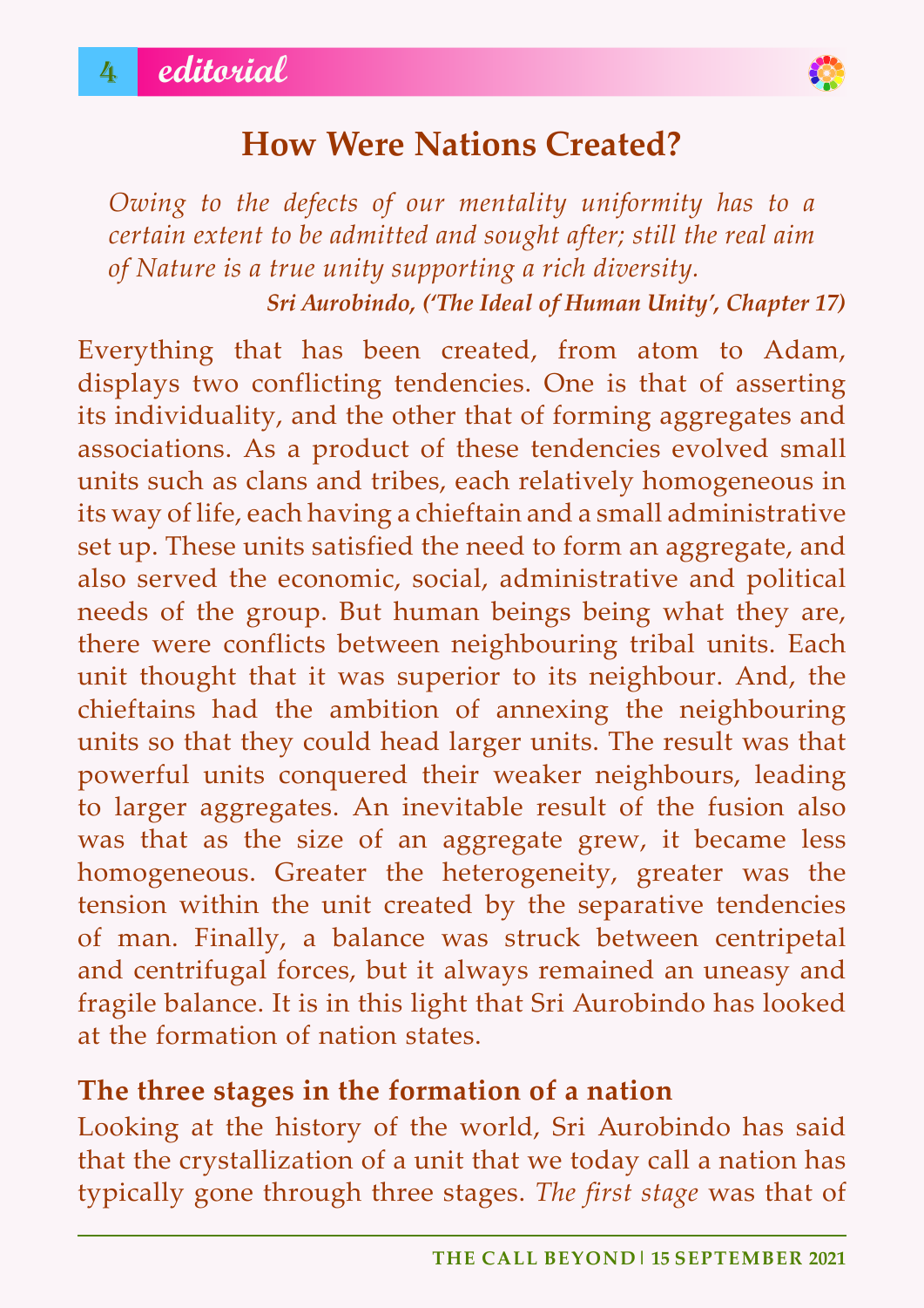# How Were Nations Created?

*Owing to the defects of our mentality uniformity has to a certain extent to be admitted and sought after; still the real aim of Nature is a true unity supporting a rich diversity.*

***Sri Aurobindo, ('The Ideal of Human Unity', Chapter 17)***

Everything that has been created, from atom to Adam, displays two conflicting tendencies. One is that of asserting its individuality, and the other that of forming aggregates and associations. As a product of these tendencies evolved small units such as clans and tribes, each relatively homogeneous in its way of life, each having a chieftain and a small administrative set up. These units satisfied the need to form an aggregate, and also served the economic, social, administrative and political needs of the group. But human beings being what they are, there were conflicts between neighbouring tribal units. Each unit thought that it was superior to its neighbour. And, the chieftains had the ambition of annexing the neighbouring units so that they could head larger units. The result was that powerful units conquered their weaker neighbours, leading to larger aggregates. An inevitable result of the fusion also was that as the size of an aggregate grew, it became less homogeneous. Greater the heterogeneity, greater was the tension within the unit created by the separative tendencies of man. Finally, a balance was struck between centripetal and centrifugal forces, but it always remained an uneasy and fragile balance. It is in this light that Sri Aurobindo has looked at the formation of nation states.

## The three stages in the formation of a nation

Looking at the history of the world, Sri Aurobindo has said that the crystallization of a unit that we today call a nation has typically gone through three stages. *The first stage* was that of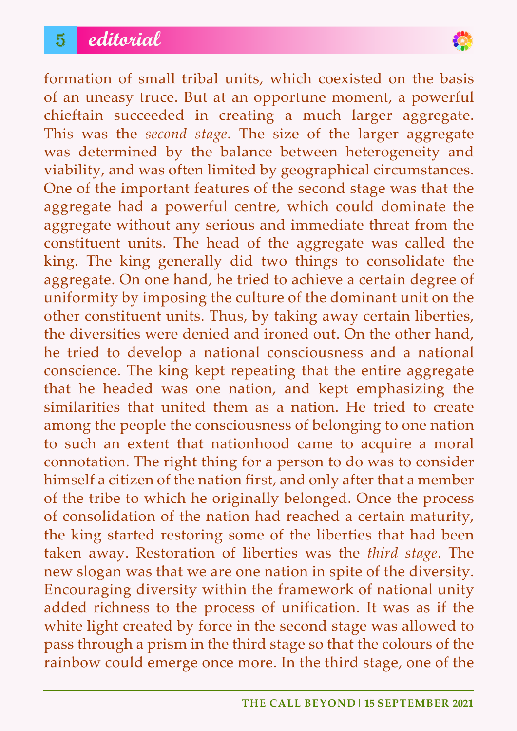formation of small tribal units, which coexisted on the basis of an uneasy truce. But at an opportune moment, a powerful chieftain succeeded in creating a much larger aggregate. This was the *second stage*. The size of the larger aggregate was determined by the balance between heterogeneity and viability, and was often limited by geographical circumstances. One of the important features of the second stage was that the aggregate had a powerful centre, which could dominate the aggregate without any serious and immediate threat from the constituent units. The head of the aggregate was called the king. The king generally did two things to consolidate the aggregate. On one hand, he tried to achieve a certain degree of uniformity by imposing the culture of the dominant unit on the other constituent units. Thus, by taking away certain liberties, the diversities were denied and ironed out. On the other hand, he tried to develop a national consciousness and a national conscience. The king kept repeating that the entire aggregate that he headed was one nation, and kept emphasizing the similarities that united them as a nation. He tried to create among the people the consciousness of belonging to one nation to such an extent that nationhood came to acquire a moral connotation. The right thing for a person to do was to consider himself a citizen of the nation first, and only after that a member of the tribe to which he originally belonged. Once the process of consolidation of the nation had reached a certain maturity, the king started restoring some of the liberties that had been taken away. Restoration of liberties was the *third stage*. The new slogan was that we are one nation in spite of the diversity. Encouraging diversity within the framework of national unity added richness to the process of unification. It was as if the white light created by force in the second stage was allowed to pass through a prism in the third stage so that the colours of the rainbow could emerge once more. In the third stage, one of the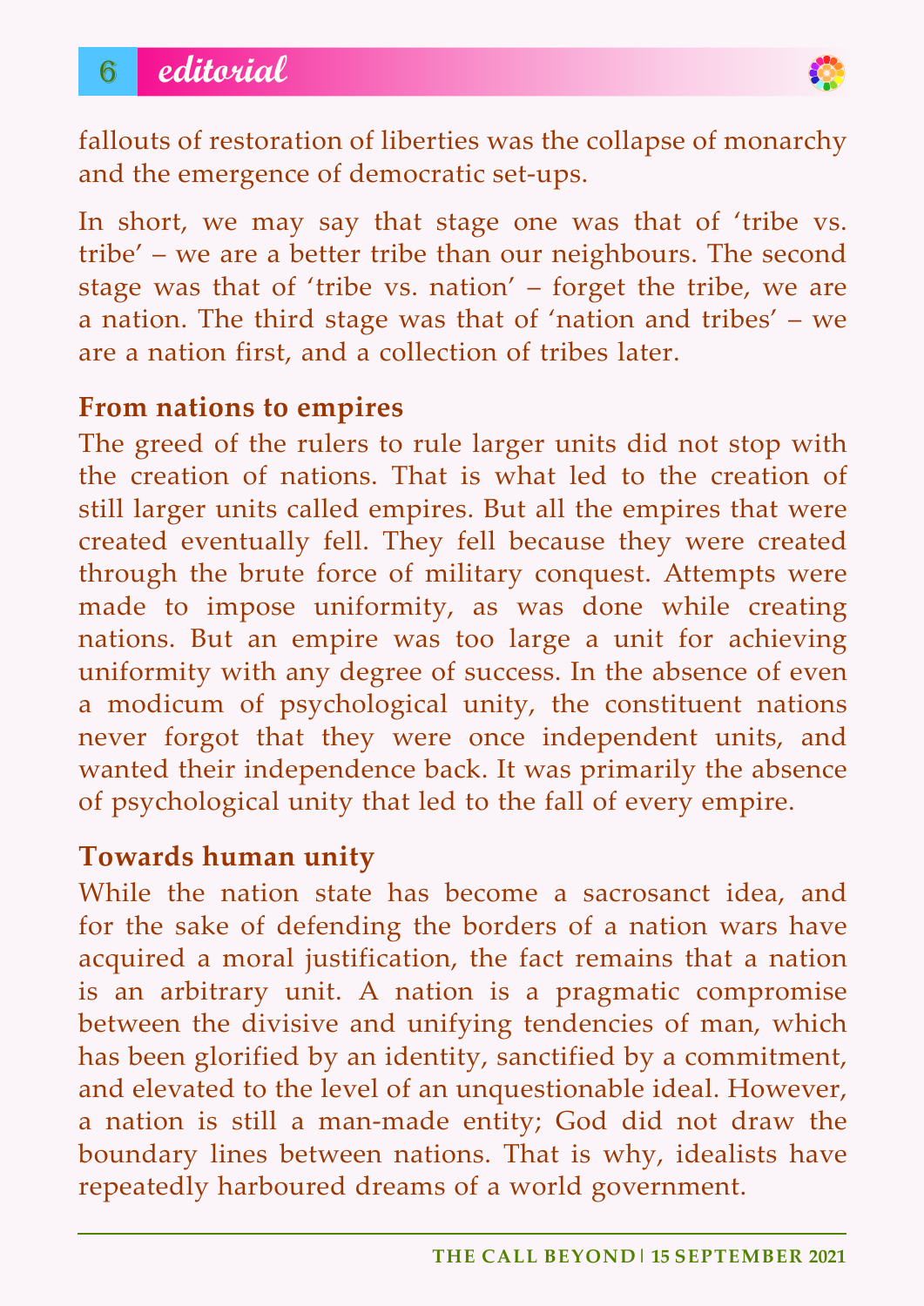fallouts of restoration of liberties was the collapse of monarchy and the emergence of democratic set-ups.

In short, we may say that stage one was that of 'tribe vs. tribe' – we are a better tribe than our neighbours. The second stage was that of 'tribe vs. nation' – forget the tribe, we are a nation. The third stage was that of 'nation and tribes' – we are a nation first, and a collection of tribes later.

### From nations to empires

The greed of the rulers to rule larger units did not stop with the creation of nations. That is what led to the creation of still larger units called empires. But all the empires that were created eventually fell. They fell because they were created through the brute force of military conquest. Attempts were made to impose uniformity, as was done while creating nations. But an empire was too large a unit for achieving uniformity with any degree of success. In the absence of even a modicum of psychological unity, the constituent nations never forgot that they were once independent units, and wanted their independence back. It was primarily the absence of psychological unity that led to the fall of every empire.

### Towards human unity

While the nation state has become a sacrosanct idea, and for the sake of defending the borders of a nation wars have acquired a moral justification, the fact remains that a nation is an arbitrary unit. A nation is a pragmatic compromise between the divisive and unifying tendencies of man, which has been glorified by an identity, sanctified by a commitment, and elevated to the level of an unquestionable ideal. However, a nation is still a man-made entity; God did not draw the boundary lines between nations. That is why, idealists have repeatedly harboured dreams of a world government.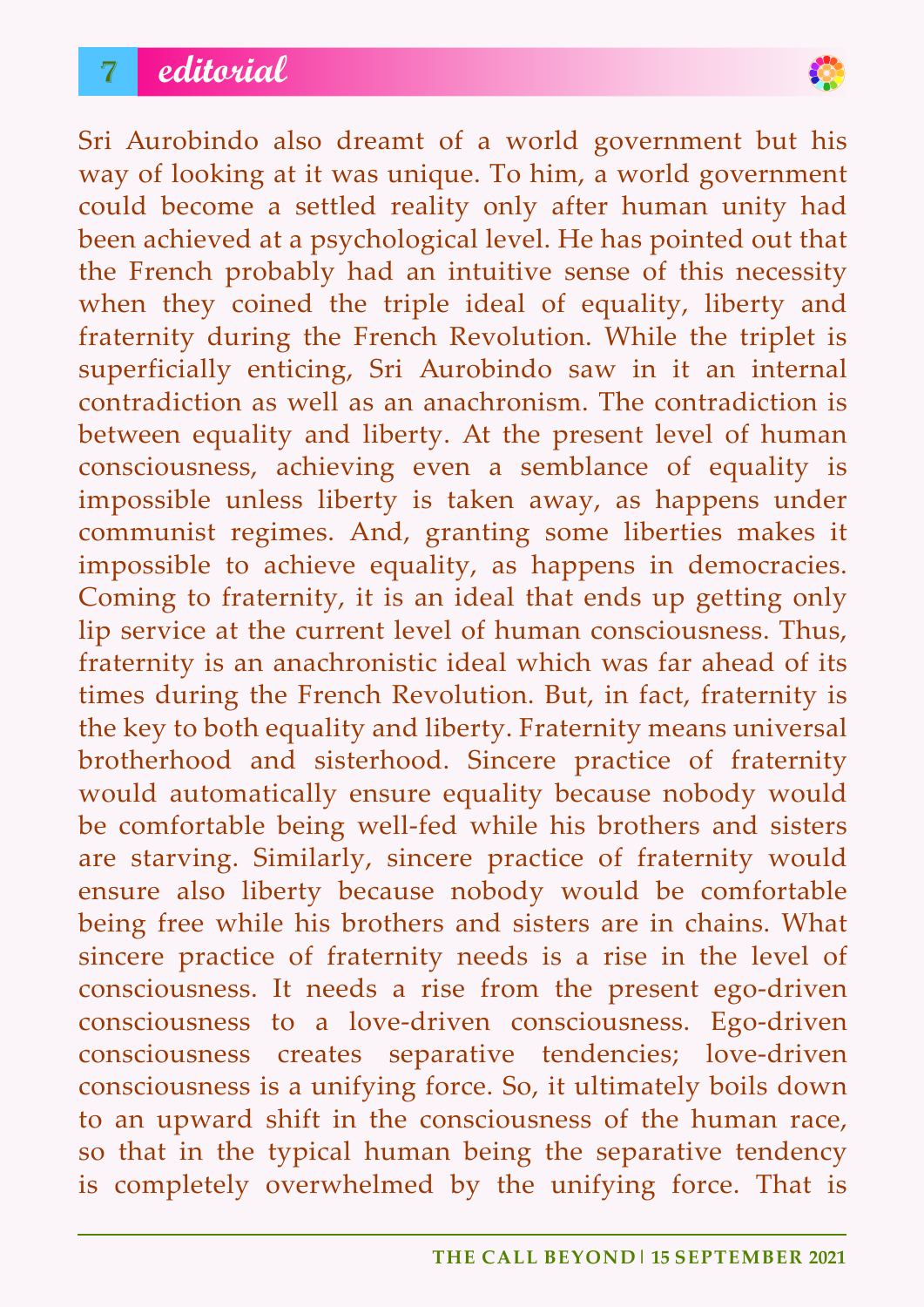Sri Aurobindo also dreamt of a world government but his way of looking at it was unique. To him, a world government could become a settled reality only after human unity had been achieved at a psychological level. He has pointed out that the French probably had an intuitive sense of this necessity when they coined the triple ideal of equality, liberty and fraternity during the French Revolution. While the triplet is superficially enticing, Sri Aurobindo saw in it an internal contradiction as well as an anachronism. The contradiction is between equality and liberty. At the present level of human consciousness, achieving even a semblance of equality is impossible unless liberty is taken away, as happens under communist regimes. And, granting some liberties makes it impossible to achieve equality, as happens in democracies. Coming to fraternity, it is an ideal that ends up getting only lip service at the current level of human consciousness. Thus, fraternity is an anachronistic ideal which was far ahead of its times during the French Revolution. But, in fact, fraternity is the key to both equality and liberty. Fraternity means universal brotherhood and sisterhood. Sincere practice of fraternity would automatically ensure equality because nobody would be comfortable being well-fed while his brothers and sisters are starving. Similarly, sincere practice of fraternity would ensure also liberty because nobody would be comfortable being free while his brothers and sisters are in chains. What sincere practice of fraternity needs is a rise in the level of consciousness. It needs a rise from the present ego-driven consciousness to a love-driven consciousness. Ego-driven consciousness creates separative tendencies; love-driven consciousness is a unifying force. So, it ultimately boils down to an upward shift in the consciousness of the human race, so that in the typical human being the separative tendency is completely overwhelmed by the unifying force. That is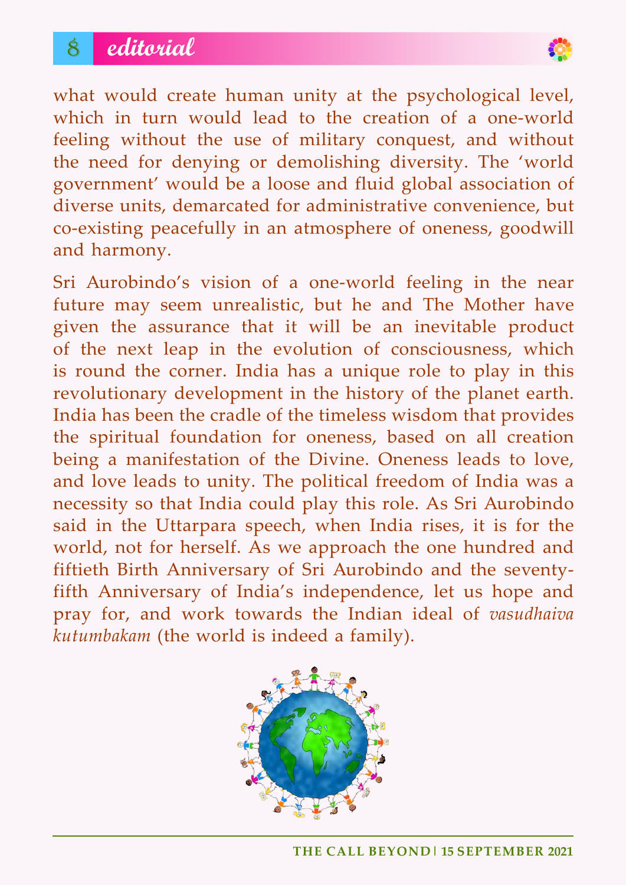what would create human unity at the psychological level, which in turn would lead to the creation of a one-world feeling without the use of military conquest, and without the need for denying or demolishing diversity. The 'world government' would be a loose and fluid global association of diverse units, demarcated for administrative convenience, but co-existing peacefully in an atmosphere of oneness, goodwill and harmony.

Sri Aurobindo's vision of a one-world feeling in the near future may seem unrealistic, but he and The Mother have given the assurance that it will be an inevitable product of the next leap in the evolution of consciousness, which is round the corner. India has a unique role to play in this revolutionary development in the history of the planet earth. India has been the cradle of the timeless wisdom that provides the spiritual foundation for oneness, based on all creation being a manifestation of the Divine. Oneness leads to love, and love leads to unity. The political freedom of India was a necessity so that India could play this role. As Sri Aurobindo said in the Uttarpara speech, when India rises, it is for the world, not for herself. As we approach the one hundred and fiftieth Birth Anniversary of Sri Aurobindo and the seventy-fifth Anniversary of India's independence, let us hope and pray for, and work towards the Indian ideal of *vasudhaiva kutumbakam* (the world is indeed a family).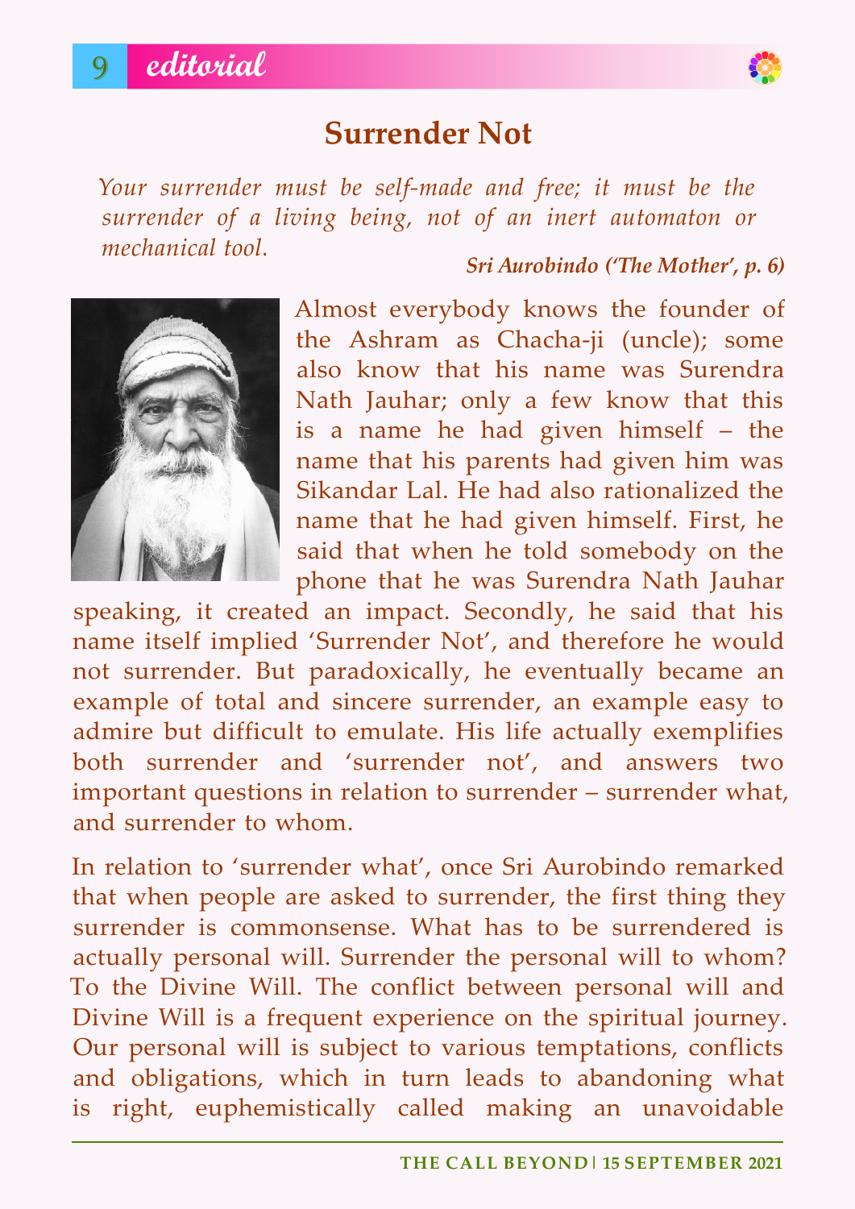## Surrender Not

*Your surrender must be self-made and free; it must be the surrender of a living being, not of an inert automaton or mechanical tool.*

***Sri Aurobindo ('The Mother', p. 6)***

Almost everybody knows the founder of the Ashram as Chacha-ji (uncle); some also know that his name was Surendra Nath Jauhar; only a few know that this is a name he had given himself – the name that his parents had given him was Sikandar Lal. He had also rationalized the name that he had given himself. First, he said that when he told somebody on the phone that he was Surendra Nath Jauhar speaking, it created an impact. Secondly, he said that his name itself implied 'Surrender Not', and therefore he would not surrender. But paradoxically, he eventually became an example of total and sincere surrender, an example easy to admire but difficult to emulate. His life actually exemplifies both surrender and 'surrender not', and answers two important questions in relation to surrender – surrender what, and surrender to whom.

In relation to 'surrender what', once Sri Aurobindo remarked that when people are asked to surrender, the first thing they surrender is commonsense. What has to be surrendered is actually personal will. Surrender the personal will to whom? To the Divine Will. The conflict between personal will and Divine Will is a frequent experience on the spiritual journey. Our personal will is subject to various temptations, conflicts and obligations, which in turn leads to abandoning what is right, euphemistically called making an unavoidable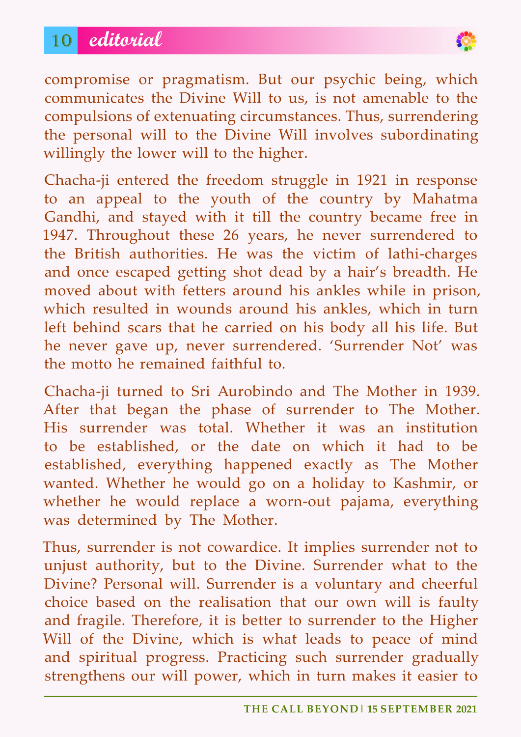compromise or pragmatism. But our psychic being, which communicates the Divine Will to us, is not amenable to the compulsions of extenuating circumstances. Thus, surrendering the personal will to the Divine Will involves subordinating willingly the lower will to the higher.

Chacha-ji entered the freedom struggle in 1921 in response to an appeal to the youth of the country by Mahatma Gandhi, and stayed with it till the country became free in 1947. Throughout these 26 years, he never surrendered to the British authorities. He was the victim of lathi-charges and once escaped getting shot dead by a hair's breadth. He moved about with fetters around his ankles while in prison, which resulted in wounds around his ankles, which in turn left behind scars that he carried on his body all his life. But he never gave up, never surrendered. 'Surrender Not' was the motto he remained faithful to.

Chacha-ji turned to Sri Aurobindo and The Mother in 1939. After that began the phase of surrender to The Mother. His surrender was total. Whether it was an institution to be established, or the date on which it had to be established, everything happened exactly as The Mother wanted. Whether he would go on a holiday to Kashmir, or whether he would replace a worn-out pajama, everything was determined by The Mother.

Thus, surrender is not cowardice. It implies surrender not to unjust authority, but to the Divine. Surrender what to the Divine? Personal will. Surrender is a voluntary and cheerful choice based on the realisation that our own will is faulty and fragile. Therefore, it is better to surrender to the Higher Will of the Divine, which is what leads to peace of mind and spiritual progress. Practicing such surrender gradually strengthens our will power, which in turn makes it easier to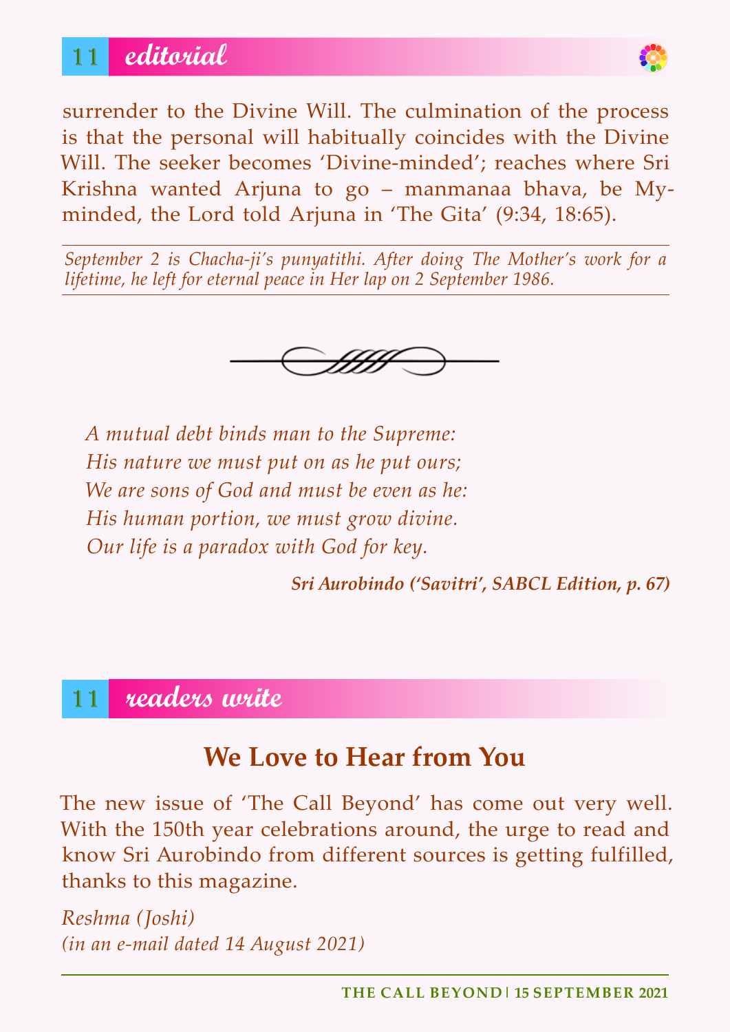## editorial

surrender to the Divine Will. The culmination of the process is that the personal will habitually coincides with the Divine Will. The seeker becomes 'Divine-minded'; reaches where Sri Krishna wanted Arjuna to go – manmanaa bhava, be My-minded, the Lord told Arjuna in 'The Gita' (9:34, 18:65).

---

*September 2 is Chacha-ji's punyatithi. After doing The Mother's work for a lifetime, he left for eternal peace in Her lap on 2 September 1986.*

---

*A mutual debt binds man to the Supreme:*
*His nature we must put on as he put ours;*
*We are sons of God and must be even as he:*
*His human portion, we must grow divine.*
*Our life is a paradox with God for key.*

***Sri Aurobindo ('Savitri', SABCL Edition, p. 67)***

## readers write

### We Love to Hear from You

The new issue of 'The Call Beyond' has come out very well. With the 150th year celebrations around, the urge to read and know Sri Aurobindo from different sources is getting fulfilled, thanks to this magazine.

*Reshma (Joshi)*
*(in an e-mail dated 14 August 2021)*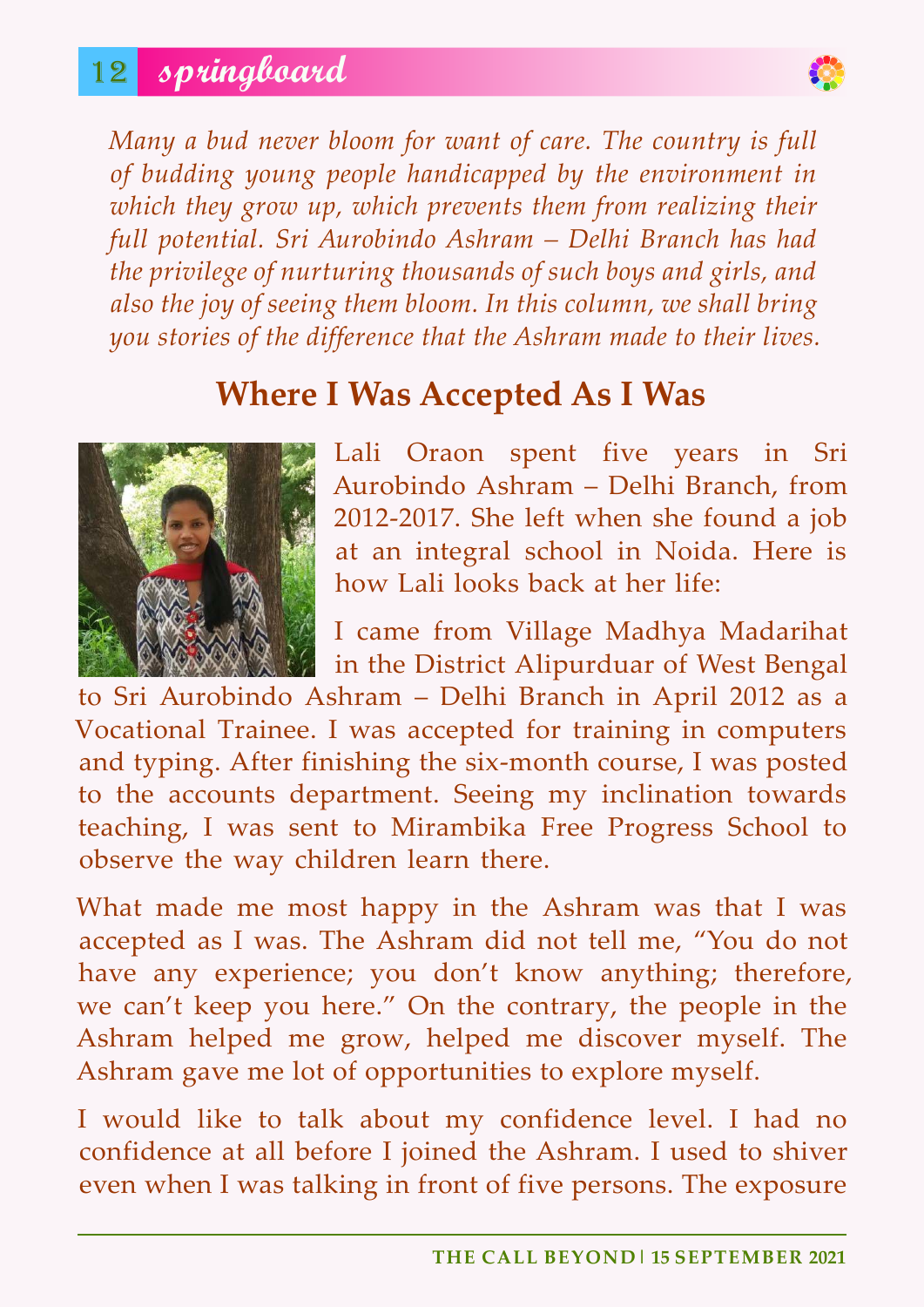*Many a bud never bloom for want of care. The country is full of budding young people handicapped by the environment in which they grow up, which prevents them from realizing their full potential. Sri Aurobindo Ashram – Delhi Branch has had the privilege of nurturing thousands of such boys and girls, and also the joy of seeing them bloom. In this column, we shall bring you stories of the difference that the Ashram made to their lives.*

## Where I Was Accepted As I Was

Lali Oraon spent five years in Sri Aurobindo Ashram – Delhi Branch, from 2012-2017. She left when she found a job at an integral school in Noida. Here is how Lali looks back at her life:

I came from Village Madhya Madarihat in the District Alipurduar of West Bengal to Sri Aurobindo Ashram – Delhi Branch in April 2012 as a Vocational Trainee. I was accepted for training in computers and typing. After finishing the six-month course, I was posted to the accounts department. Seeing my inclination towards teaching, I was sent to Mirambika Free Progress School to observe the way children learn there.

What made me most happy in the Ashram was that I was accepted as I was. The Ashram did not tell me, "You do not have any experience; you don't know anything; therefore, we can't keep you here." On the contrary, the people in the Ashram helped me grow, helped me discover myself. The Ashram gave me lot of opportunities to explore myself.

I would like to talk about my confidence level. I had no confidence at all before I joined the Ashram. I used to shiver even when I was talking in front of five persons. The exposure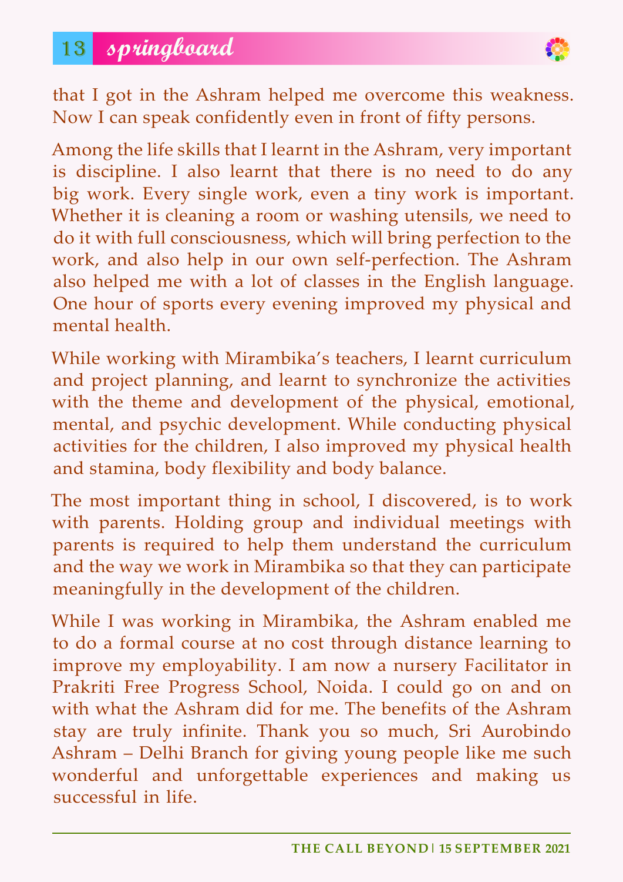that I got in the Ashram helped me overcome this weakness. Now I can speak confidently even in front of fifty persons.

Among the life skills that I learnt in the Ashram, very important is discipline. I also learnt that there is no need to do any big work. Every single work, even a tiny work is important. Whether it is cleaning a room or washing utensils, we need to do it with full consciousness, which will bring perfection to the work, and also help in our own self-perfection. The Ashram also helped me with a lot of classes in the English language. One hour of sports every evening improved my physical and mental health.

While working with Mirambika's teachers, I learnt curriculum and project planning, and learnt to synchronize the activities with the theme and development of the physical, emotional, mental, and psychic development. While conducting physical activities for the children, I also improved my physical health and stamina, body flexibility and body balance.

The most important thing in school, I discovered, is to work with parents. Holding group and individual meetings with parents is required to help them understand the curriculum and the way we work in Mirambika so that they can participate meaningfully in the development of the children.

While I was working in Mirambika, the Ashram enabled me to do a formal course at no cost through distance learning to improve my employability. I am now a nursery Facilitator in Prakriti Free Progress School, Noida. I could go on and on with what the Ashram did for me. The benefits of the Ashram stay are truly infinite. Thank you so much, Sri Aurobindo Ashram – Delhi Branch for giving young people like me such wonderful and unforgettable experiences and making us successful in life.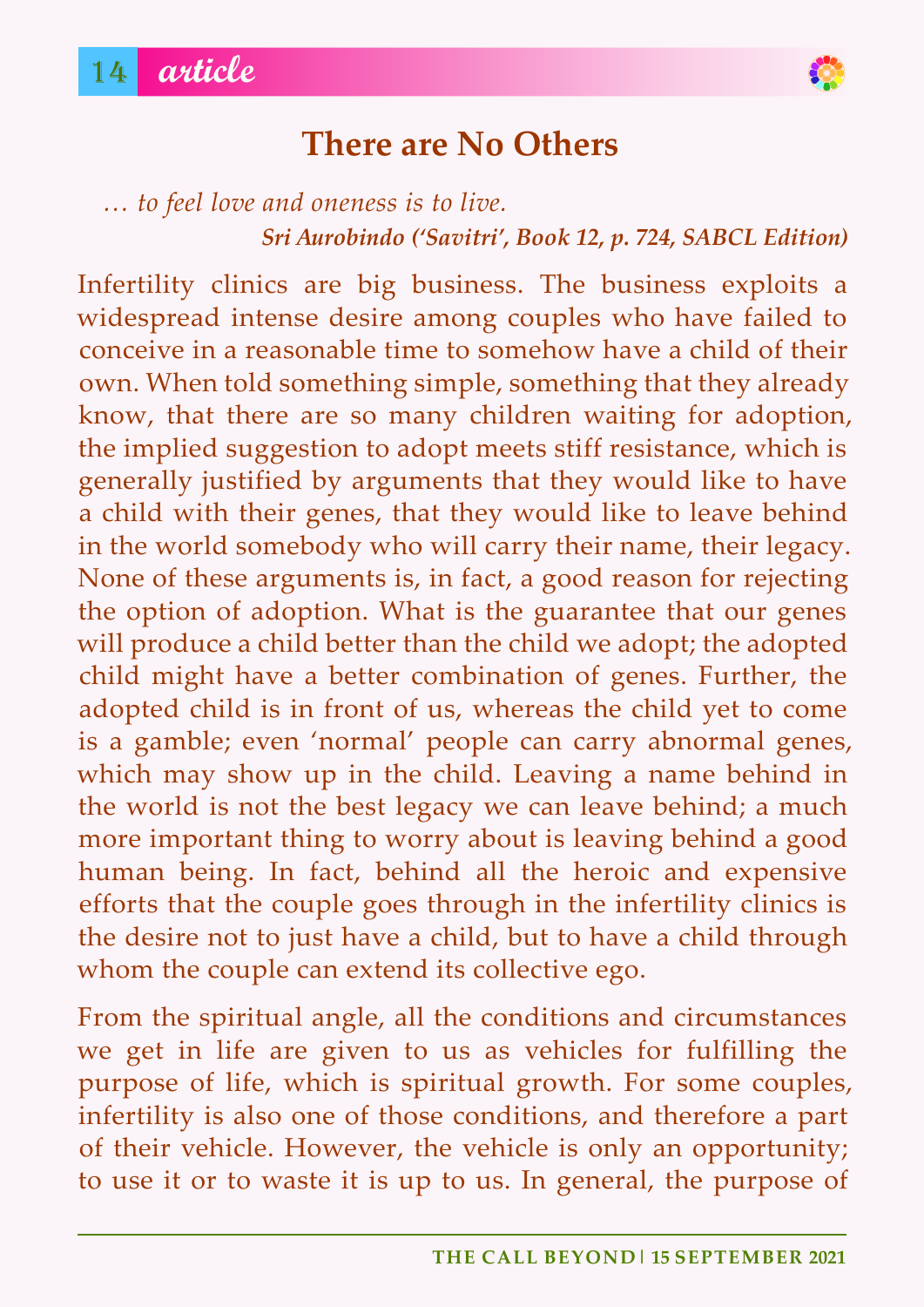# There are No Others

*… to feel love and oneness is to live.*

***Sri Aurobindo ('Savitri', Book 12, p. 724, SABCL Edition)***

Infertility clinics are big business. The business exploits a widespread intense desire among couples who have failed to conceive in a reasonable time to somehow have a child of their own. When told something simple, something that they already know, that there are so many children waiting for adoption, the implied suggestion to adopt meets stiff resistance, which is generally justified by arguments that they would like to have a child with their genes, that they would like to leave behind in the world somebody who will carry their name, their legacy. None of these arguments is, in fact, a good reason for rejecting the option of adoption. What is the guarantee that our genes will produce a child better than the child we adopt; the adopted child might have a better combination of genes. Further, the adopted child is in front of us, whereas the child yet to come is a gamble; even 'normal' people can carry abnormal genes, which may show up in the child. Leaving a name behind in the world is not the best legacy we can leave behind; a much more important thing to worry about is leaving behind a good human being. In fact, behind all the heroic and expensive efforts that the couple goes through in the infertility clinics is the desire not to just have a child, but to have a child through whom the couple can extend its collective ego.

From the spiritual angle, all the conditions and circumstances we get in life are given to us as vehicles for fulfilling the purpose of life, which is spiritual growth. For some couples, infertility is also one of those conditions, and therefore a part of their vehicle. However, the vehicle is only an opportunity; to use it or to waste it is up to us. In general, the purpose of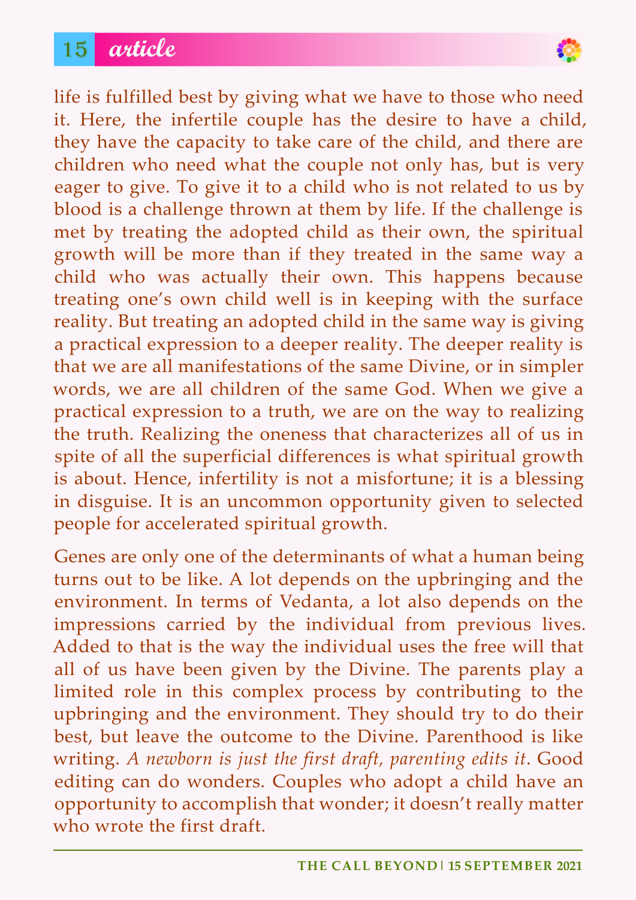life is fulfilled best by giving what we have to those who need it. Here, the infertile couple has the desire to have a child, they have the capacity to take care of the child, and there are children who need what the couple not only has, but is very eager to give. To give it to a child who is not related to us by blood is a challenge thrown at them by life. If the challenge is met by treating the adopted child as their own, the spiritual growth will be more than if they treated in the same way a child who was actually their own. This happens because treating one's own child well is in keeping with the surface reality. But treating an adopted child in the same way is giving a practical expression to a deeper reality. The deeper reality is that we are all manifestations of the same Divine, or in simpler words, we are all children of the same God. When we give a practical expression to a truth, we are on the way to realizing the truth. Realizing the oneness that characterizes all of us in spite of all the superficial differences is what spiritual growth is about. Hence, infertility is not a misfortune; it is a blessing in disguise. It is an uncommon opportunity given to selected people for accelerated spiritual growth.

Genes are only one of the determinants of what a human being turns out to be like. A lot depends on the upbringing and the environment. In terms of Vedanta, a lot also depends on the impressions carried by the individual from previous lives. Added to that is the way the individual uses the free will that all of us have been given by the Divine. The parents play a limited role in this complex process by contributing to the upbringing and the environment. They should try to do their best, but leave the outcome to the Divine. Parenthood is like writing. *A newborn is just the first draft, parenting edits it*. Good editing can do wonders. Couples who adopt a child have an opportunity to accomplish that wonder; it doesn't really matter who wrote the first draft.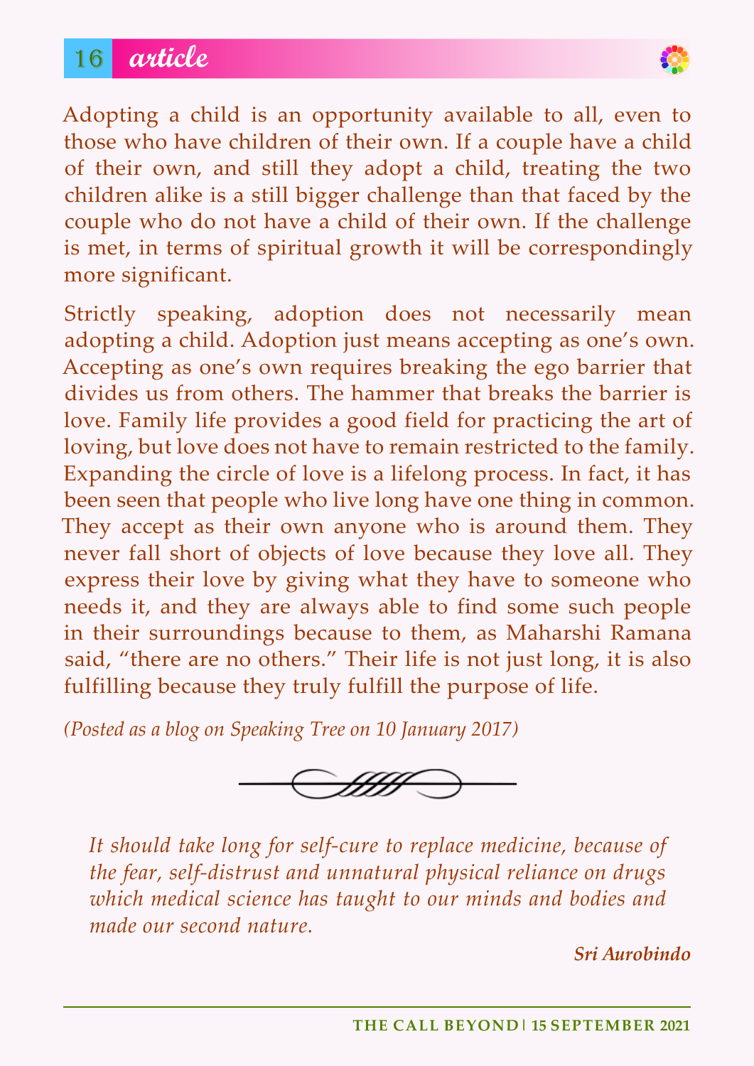Adopting a child is an opportunity available to all, even to those who have children of their own. If a couple have a child of their own, and still they adopt a child, treating the two children alike is a still bigger challenge than that faced by the couple who do not have a child of their own. If the challenge is met, in terms of spiritual growth it will be correspondingly more significant.

Strictly speaking, adoption does not necessarily mean adopting a child. Adoption just means accepting as one's own. Accepting as one's own requires breaking the ego barrier that divides us from others. The hammer that breaks the barrier is love. Family life provides a good field for practicing the art of loving, but love does not have to remain restricted to the family. Expanding the circle of love is a lifelong process. In fact, it has been seen that people who live long have one thing in common. They accept as their own anyone who is around them. They never fall short of objects of love because they love all. They express their love by giving what they have to someone who needs it, and they are always able to find some such people in their surroundings because to them, as Maharshi Ramana said, "there are no others." Their life is not just long, it is also fulfilling because they truly fulfill the purpose of life.

*(Posted as a blog on Speaking Tree on 10 January 2017)*

---

*It should take long for self-cure to replace medicine, because of the fear, self-distrust and unnatural physical reliance on drugs which medical science has taught to our minds and bodies and made our second nature.*

***Sri Aurobindo***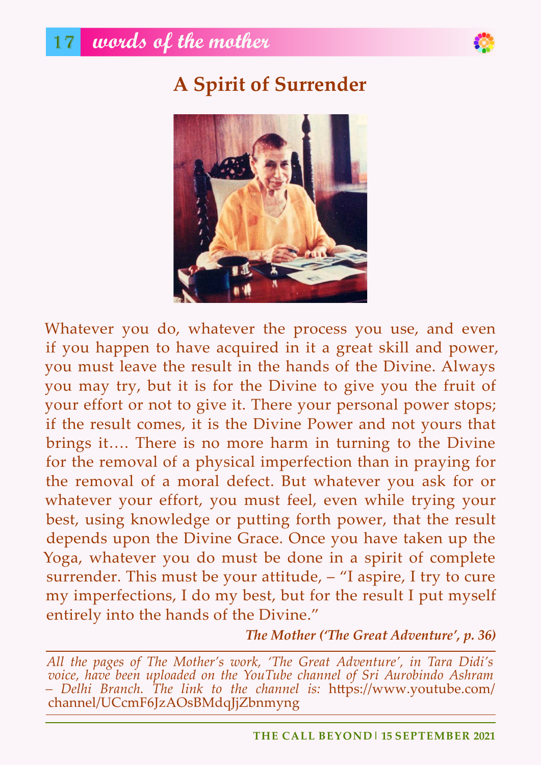## A Spirit of Surrender

Whatever you do, whatever the process you use, and even if you happen to have acquired in it a great skill and power, you must leave the result in the hands of the Divine. Always you may try, but it is for the Divine to give you the fruit of your effort or not to give it. There your personal power stops; if the result comes, it is the Divine Power and not yours that brings it…. There is no more harm in turning to the Divine for the removal of a physical imperfection than in praying for the removal of a moral defect. But whatever you ask for or whatever your effort, you must feel, even while trying your best, using knowledge or putting forth power, that the result depends upon the Divine Grace. Once you have taken up the Yoga, whatever you do must be done in a spirit of complete surrender. This must be your attitude, – "I aspire, I try to cure my imperfections, I do my best, but for the result I put myself entirely into the hands of the Divine."

***The Mother ('The Great Adventure', p. 36)***

---

*All the pages of The Mother's work, 'The Great Adventure', in Tara Didi's voice, have been uploaded on the YouTube channel of Sri Aurobindo Ashram – Delhi Branch. The link to the channel is:* https://www.youtube.com/channel/UCcmF6JzAOsBMdqJjZbnmyng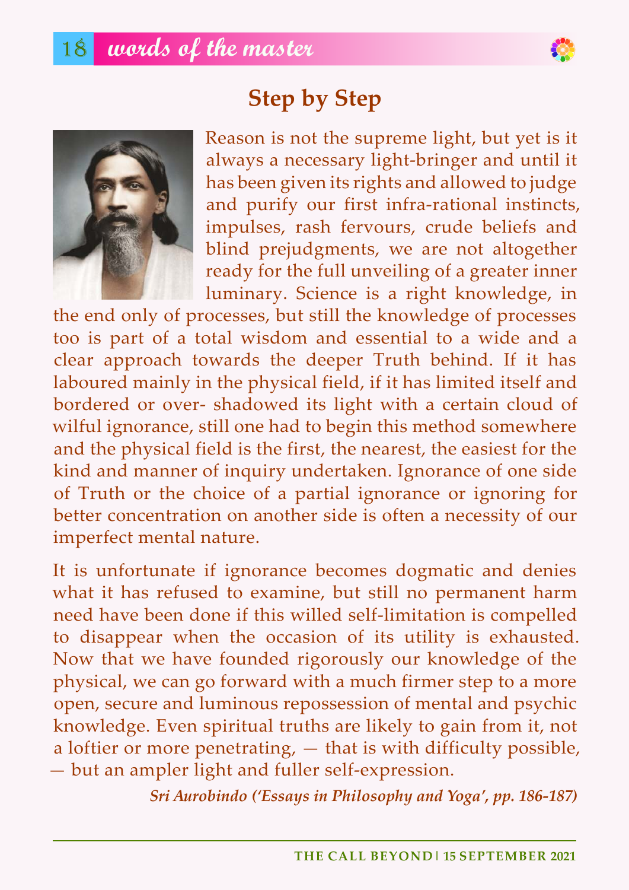## Step by Step

Reason is not the supreme light, but yet is it always a necessary light-bringer and until it has been given its rights and allowed to judge and purify our first infra-rational instincts, impulses, rash fervours, crude beliefs and blind prejudgments, we are not altogether ready for the full unveiling of a greater inner luminary. Science is a right knowledge, in the end only of processes, but still the knowledge of processes too is part of a total wisdom and essential to a wide and a clear approach towards the deeper Truth behind. If it has laboured mainly in the physical field, if it has limited itself and bordered or over- shadowed its light with a certain cloud of wilful ignorance, still one had to begin this method somewhere and the physical field is the first, the nearest, the easiest for the kind and manner of inquiry undertaken. Ignorance of one side of Truth or the choice of a partial ignorance or ignoring for better concentration on another side is often a necessity of our imperfect mental nature.

It is unfortunate if ignorance becomes dogmatic and denies what it has refused to examine, but still no permanent harm need have been done if this willed self-limitation is compelled to disappear when the occasion of its utility is exhausted. Now that we have founded rigorously our knowledge of the physical, we can go forward with a much firmer step to a more open, secure and luminous repossession of mental and psychic knowledge. Even spiritual truths are likely to gain from it, not a loftier or more penetrating, — that is with difficulty possible, — but an ampler light and fuller self-expression.

***Sri Aurobindo ('Essays in Philosophy and Yoga', pp. 186-187)***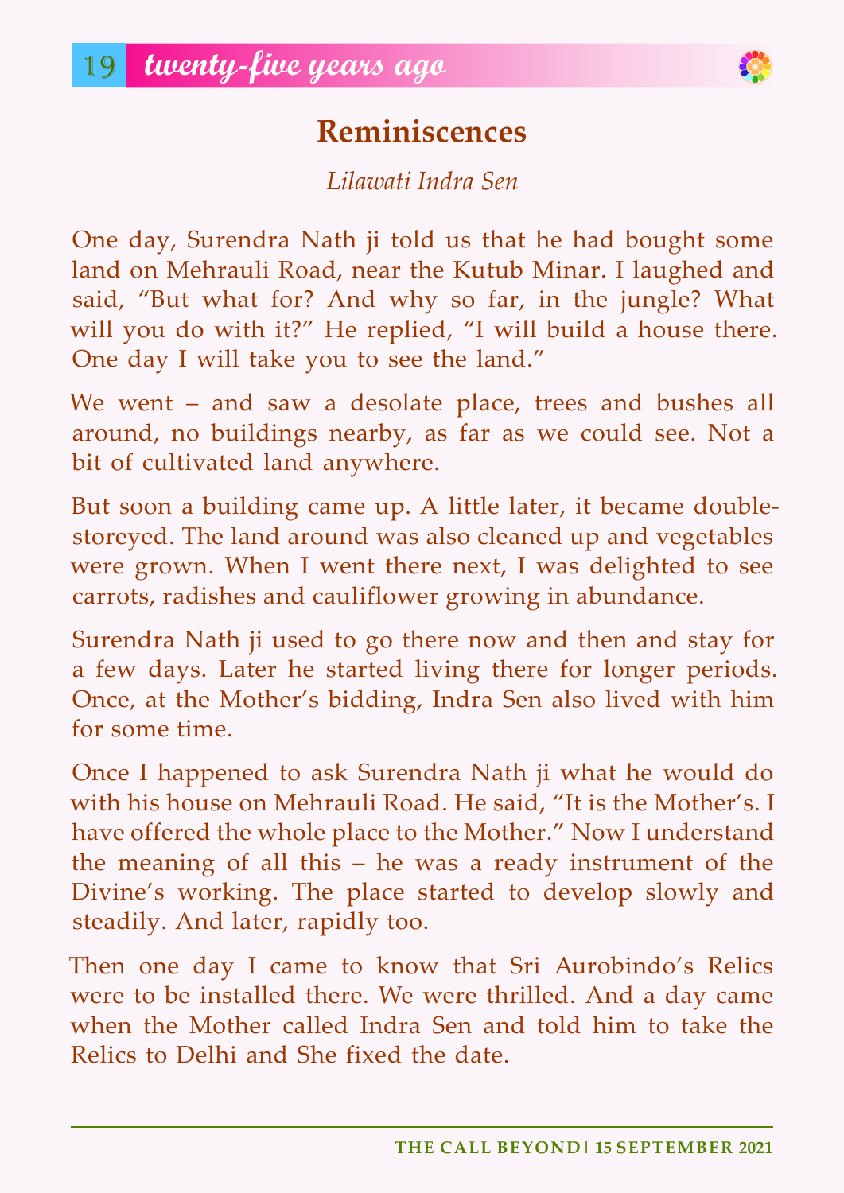## twenty-five years ago

# Reminiscences

*Lilawati Indra Sen*

One day, Surendra Nath ji told us that he had bought some land on Mehrauli Road, near the Kutub Minar. I laughed and said, "But what for? And why so far, in the jungle? What will you do with it?" He replied, "I will build a house there. One day I will take you to see the land."

We went – and saw a desolate place, trees and bushes all around, no buildings nearby, as far as we could see. Not a bit of cultivated land anywhere.

But soon a building came up. A little later, it became double-storeyed. The land around was also cleaned up and vegetables were grown. When I went there next, I was delighted to see carrots, radishes and cauliflower growing in abundance.

Surendra Nath ji used to go there now and then and stay for a few days. Later he started living there for longer periods. Once, at the Mother's bidding, Indra Sen also lived with him for some time.

Once I happened to ask Surendra Nath ji what he would do with his house on Mehrauli Road. He said, "It is the Mother's. I have offered the whole place to the Mother." Now I understand the meaning of all this – he was a ready instrument of the Divine's working. The place started to develop slowly and steadily. And later, rapidly too.

Then one day I came to know that Sri Aurobindo's Relics were to be installed there. We were thrilled. And a day came when the Mother called Indra Sen and told him to take the Relics to Delhi and She fixed the date.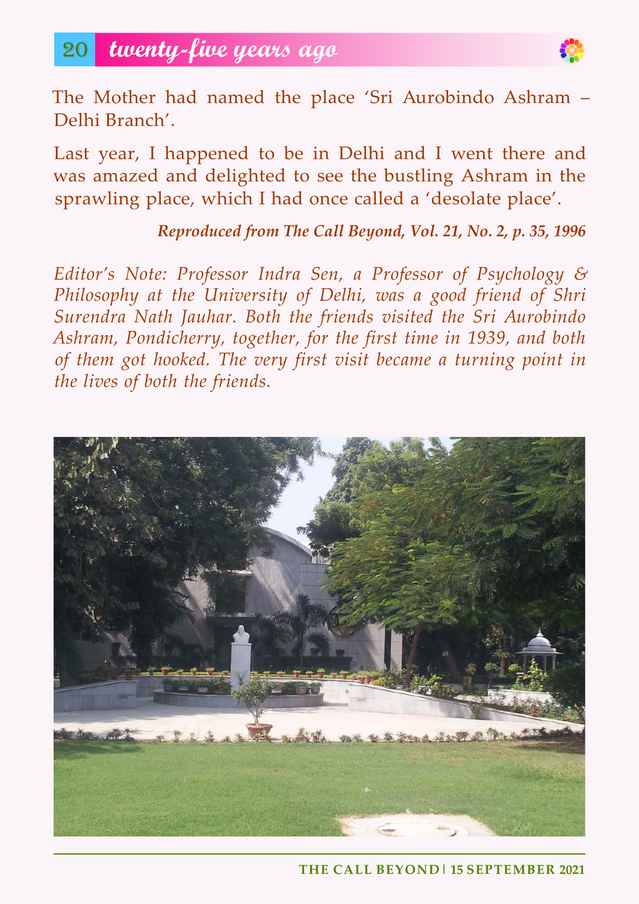The Mother had named the place 'Sri Aurobindo Ashram – Delhi Branch'.

Last year, I happened to be in Delhi and I went there and was amazed and delighted to see the bustling Ashram in the sprawling place, which I had once called a 'desolate place'.

***Reproduced from The Call Beyond, Vol. 21, No. 2, p. 35, 1996***

*Editor's Note: Professor Indra Sen, a Professor of Psychology & Philosophy at the University of Delhi, was a good friend of Shri Surendra Nath Jauhar. Both the friends visited the Sri Aurobindo Ashram, Pondicherry, together, for the first time in 1939, and both of them got hooked. The very first visit became a turning point in the lives of both the friends.*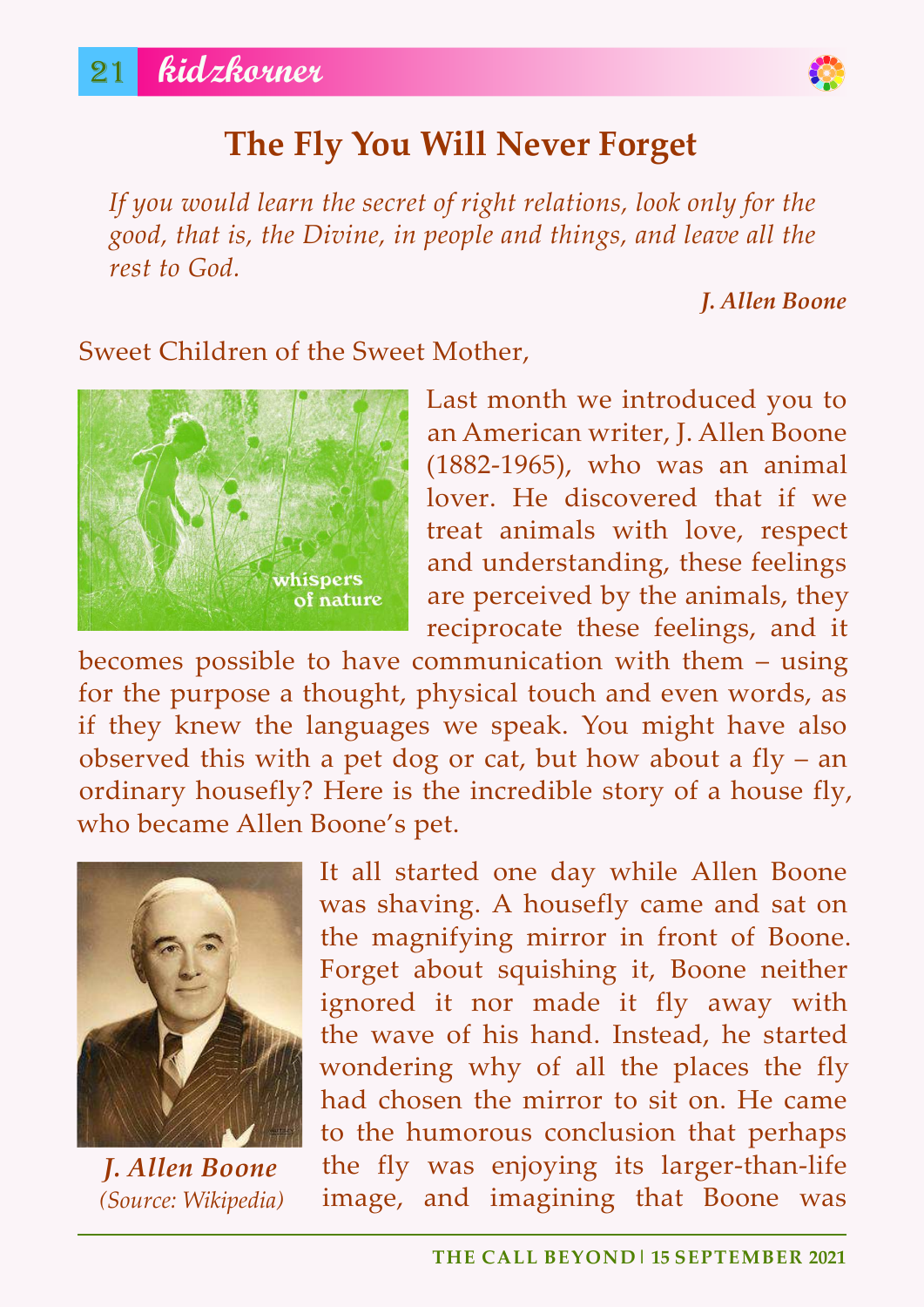# The Fly You Will Never Forget

*If you would learn the secret of right relations, look only for the good, that is, the Divine, in people and things, and leave all the rest to God.*

***J. Allen Boone***

Sweet Children of the Sweet Mother,

Last month we introduced you to an American writer, J. Allen Boone (1882-1965), who was an animal lover. He discovered that if we treat animals with love, respect and understanding, these feelings are perceived by the animals, they reciprocate these feelings, and it becomes possible to have communication with them – using for the purpose a thought, physical touch and even words, as if they knew the languages we speak. You might have also observed this with a pet dog or cat, but how about a fly – an ordinary housefly? Here is the incredible story of a house fly, who became Allen Boone's pet.

***J. Allen Boone***
*(Source: Wikipedia)*

It all started one day while Allen Boone was shaving. A housefly came and sat on the magnifying mirror in front of Boone. Forget about squishing it, Boone neither ignored it nor made it fly away with the wave of his hand. Instead, he started wondering why of all the places the fly had chosen the mirror to sit on. He came to the humorous conclusion that perhaps the fly was enjoying its larger-than-life image, and imagining that Boone was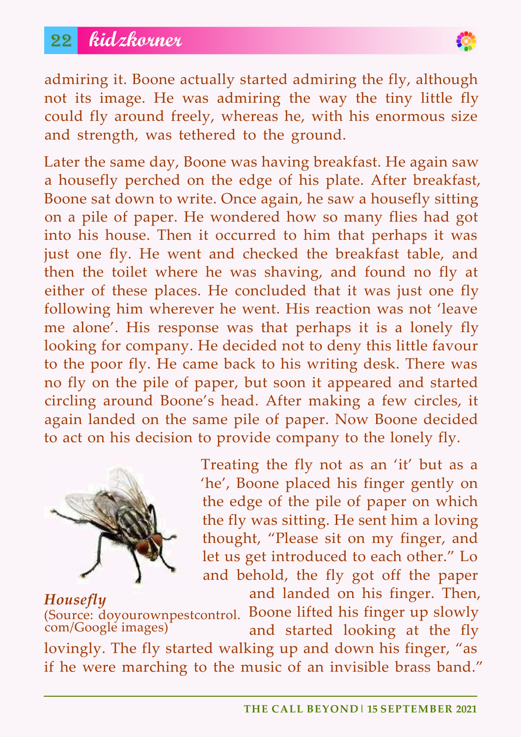admiring it. Boone actually started admiring the fly, although not its image. He was admiring the way the tiny little fly could fly around freely, whereas he, with his enormous size and strength, was tethered to the ground.

Later the same day, Boone was having breakfast. He again saw a housefly perched on the edge of his plate. After breakfast, Boone sat down to write. Once again, he saw a housefly sitting on a pile of paper. He wondered how so many flies had got into his house. Then it occurred to him that perhaps it was just one fly. He went and checked the breakfast table, and then the toilet where he was shaving, and found no fly at either of these places. He concluded that it was just one fly following him wherever he went. His reaction was not 'leave me alone'. His response was that perhaps it is a lonely fly looking for company. He decided not to deny this little favour to the poor fly. He came back to his writing desk. There was no fly on the pile of paper, but soon it appeared and started circling around Boone's head. After making a few circles, it again landed on the same pile of paper. Now Boone decided to act on his decision to provide company to the lonely fly.

***Housefly***
(Source: doyourownpestcontrol.com/Google images)

Treating the fly not as an 'it' but as a 'he', Boone placed his finger gently on the edge of the pile of paper on which the fly was sitting. He sent him a loving thought, "Please sit on my finger, and let us get introduced to each other." Lo and behold, the fly got off the paper and landed on his finger. Then, Boone lifted his finger up slowly and started looking at the fly lovingly. The fly started walking up and down his finger, "as if he were marching to the music of an invisible brass band."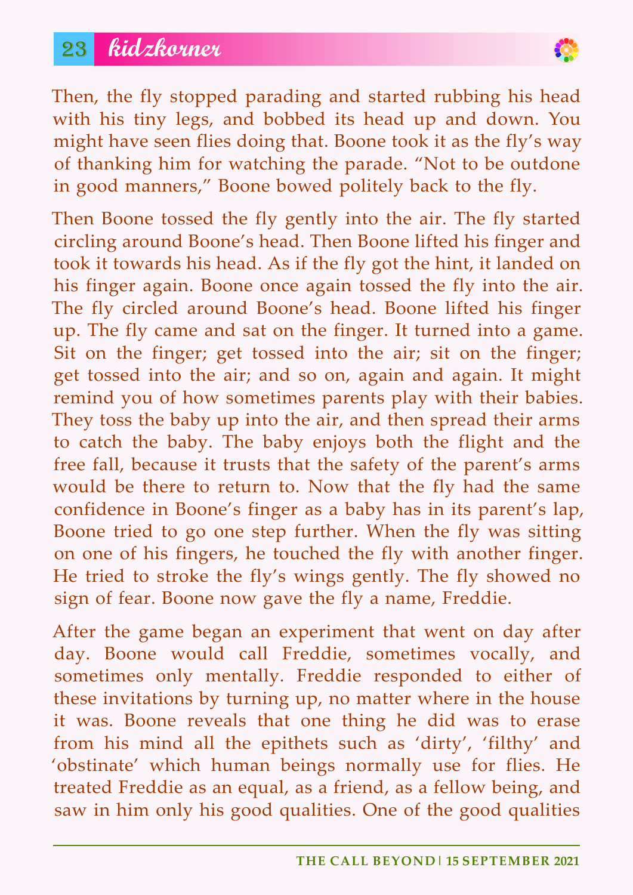Then, the fly stopped parading and started rubbing his head with his tiny legs, and bobbed its head up and down. You might have seen flies doing that. Boone took it as the fly's way of thanking him for watching the parade. "Not to be outdone in good manners," Boone bowed politely back to the fly.

Then Boone tossed the fly gently into the air. The fly started circling around Boone's head. Then Boone lifted his finger and took it towards his head. As if the fly got the hint, it landed on his finger again. Boone once again tossed the fly into the air. The fly circled around Boone's head. Boone lifted his finger up. The fly came and sat on the finger. It turned into a game. Sit on the finger; get tossed into the air; sit on the finger; get tossed into the air; and so on, again and again. It might remind you of how sometimes parents play with their babies. They toss the baby up into the air, and then spread their arms to catch the baby. The baby enjoys both the flight and the free fall, because it trusts that the safety of the parent's arms would be there to return to. Now that the fly had the same confidence in Boone's finger as a baby has in its parent's lap, Boone tried to go one step further. When the fly was sitting on one of his fingers, he touched the fly with another finger. He tried to stroke the fly's wings gently. The fly showed no sign of fear. Boone now gave the fly a name, Freddie.

After the game began an experiment that went on day after day. Boone would call Freddie, sometimes vocally, and sometimes only mentally. Freddie responded to either of these invitations by turning up, no matter where in the house it was. Boone reveals that one thing he did was to erase from his mind all the epithets such as 'dirty', 'filthy' and 'obstinate' which human beings normally use for flies. He treated Freddie as an equal, as a friend, as a fellow being, and saw in him only his good qualities. One of the good qualities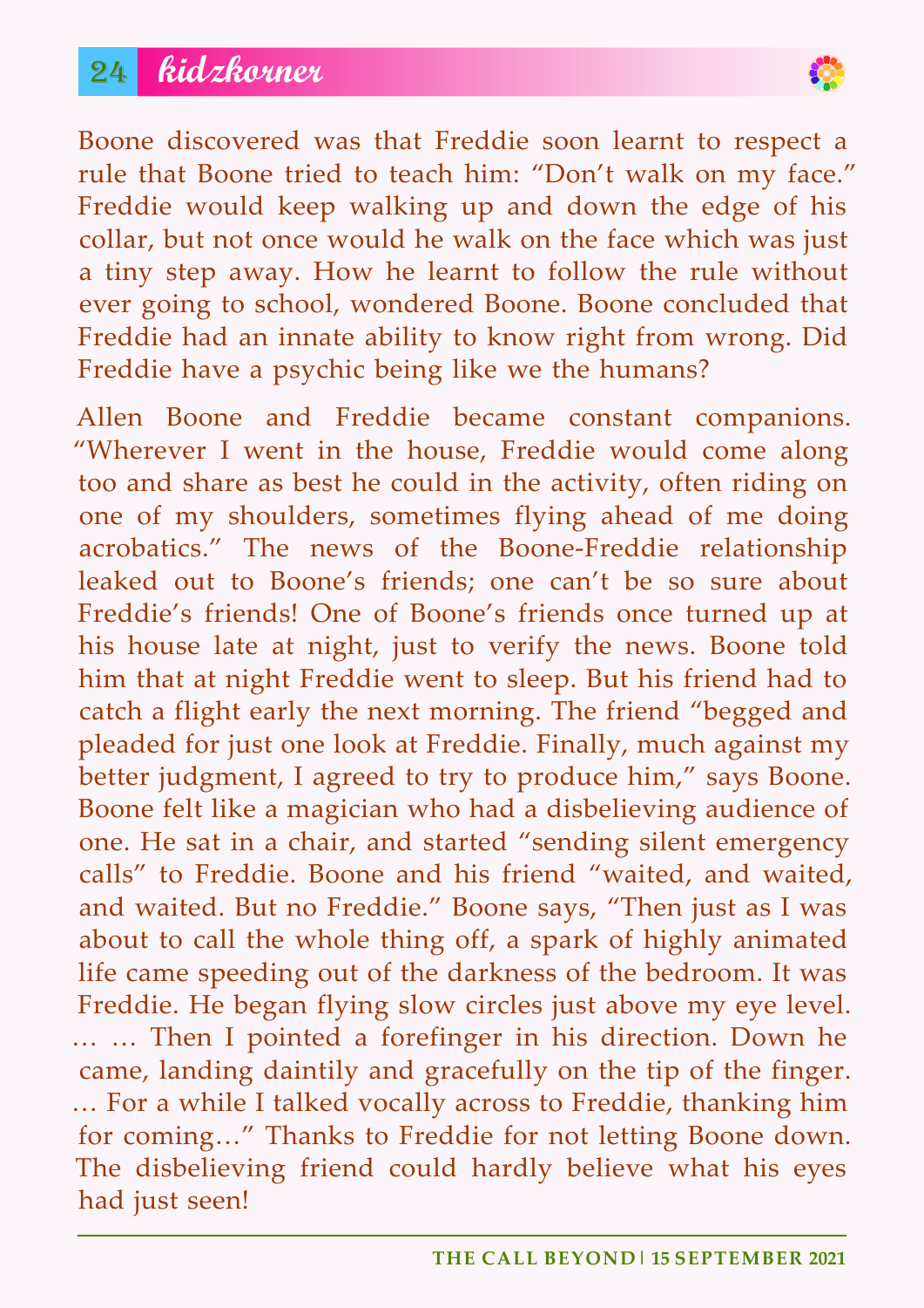Boone discovered was that Freddie soon learnt to respect a rule that Boone tried to teach him: "Don't walk on my face." Freddie would keep walking up and down the edge of his collar, but not once would he walk on the face which was just a tiny step away. How he learnt to follow the rule without ever going to school, wondered Boone. Boone concluded that Freddie had an innate ability to know right from wrong. Did Freddie have a psychic being like we the humans?

Allen Boone and Freddie became constant companions. "Wherever I went in the house, Freddie would come along too and share as best he could in the activity, often riding on one of my shoulders, sometimes flying ahead of me doing acrobatics." The news of the Boone-Freddie relationship leaked out to Boone's friends; one can't be so sure about Freddie's friends! One of Boone's friends once turned up at his house late at night, just to verify the news. Boone told him that at night Freddie went to sleep. But his friend had to catch a flight early the next morning. The friend "begged and pleaded for just one look at Freddie. Finally, much against my better judgment, I agreed to try to produce him," says Boone. Boone felt like a magician who had a disbelieving audience of one. He sat in a chair, and started "sending silent emergency calls" to Freddie. Boone and his friend "waited, and waited, and waited. But no Freddie." Boone says, "Then just as I was about to call the whole thing off, a spark of highly animated life came speeding out of the darkness of the bedroom. It was Freddie. He began flying slow circles just above my eye level. … … Then I pointed a forefinger in his direction. Down he came, landing daintily and gracefully on the tip of the finger. … For a while I talked vocally across to Freddie, thanking him for coming…" Thanks to Freddie for not letting Boone down. The disbelieving friend could hardly believe what his eyes had just seen!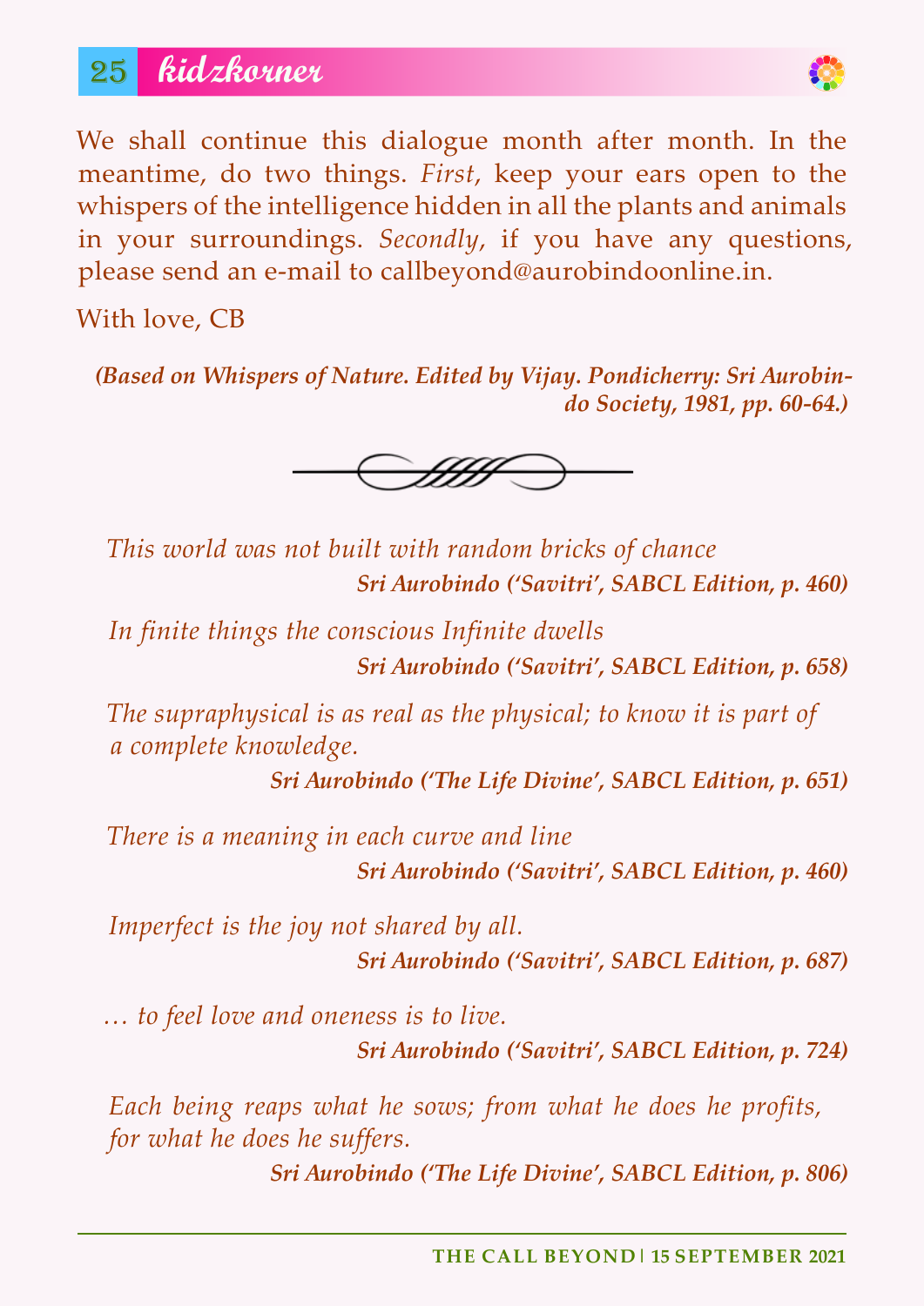We shall continue this dialogue month after month. In the meantime, do two things. *First*, keep your ears open to the whispers of the intelligence hidden in all the plants and animals in your surroundings. *Secondly*, if you have any questions, please send an e-mail to callbeyond@aurobindoonline.in.

With love, CB

***(Based on Whispers of Nature. Edited by Vijay. Pondicherry: Sri Aurobindo Society, 1981, pp. 60-64.)***

---

*This world was not built with random bricks of chance*

***Sri Aurobindo ('Savitri', SABCL Edition, p. 460)***

*In finite things the conscious Infinite dwells*

***Sri Aurobindo ('Savitri', SABCL Edition, p. 658)***

*The supraphysical is as real as the physical; to know it is part of a complete knowledge.*

***Sri Aurobindo ('The Life Divine', SABCL Edition, p. 651)***

*There is a meaning in each curve and line*

***Sri Aurobindo ('Savitri', SABCL Edition, p. 460)***

*Imperfect is the joy not shared by all.*

***Sri Aurobindo ('Savitri', SABCL Edition, p. 687)***

*… to feel love and oneness is to live.*

***Sri Aurobindo ('Savitri', SABCL Edition, p. 724)***

*Each being reaps what he sows; from what he does he profits, for what he does he suffers.*

***Sri Aurobindo ('The Life Divine', SABCL Edition, p. 806)***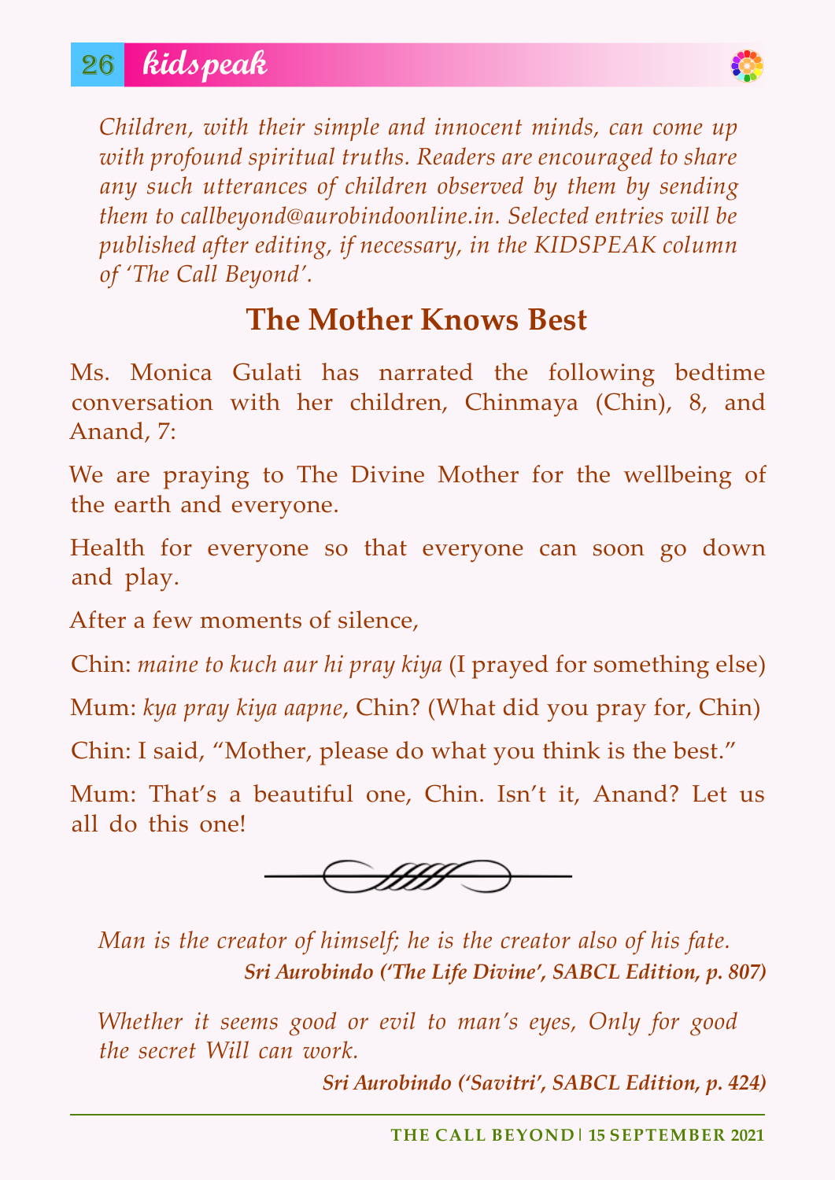*Children, with their simple and innocent minds, can come up with profound spiritual truths. Readers are encouraged to share any such utterances of children observed by them by sending them to callbeyond@aurobindoonline.in. Selected entries will be published after editing, if necessary, in the KIDSPEAK column of 'The Call Beyond'.*

## The Mother Knows Best

Ms. Monica Gulati has narrated the following bedtime conversation with her children, Chinmaya (Chin), 8, and Anand, 7:

We are praying to The Divine Mother for the wellbeing of the earth and everyone.

Health for everyone so that everyone can soon go down and play.

After a few moments of silence,

Chin: *maine to kuch aur hi pray kiya* (I prayed for something else)

Mum: *kya pray kiya aapne*, Chin? (What did you pray for, Chin)

Chin: I said, "Mother, please do what you think is the best."

Mum: That's a beautiful one, Chin. Isn't it, Anand? Let us all do this one!

---

*Man is the creator of himself; he is the creator also of his fate.*

***Sri Aurobindo ('The Life Divine', SABCL Edition, p. 807)***

*Whether it seems good or evil to man's eyes, Only for good the secret Will can work.*

***Sri Aurobindo ('Savitri', SABCL Edition, p. 424)***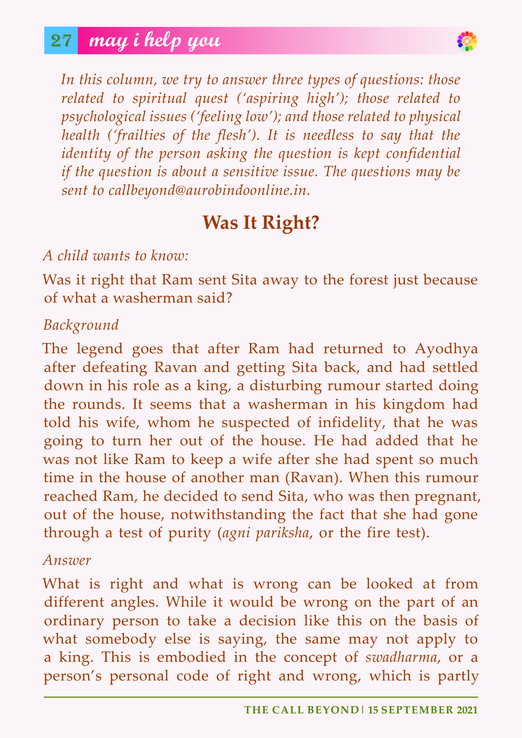*In this column, we try to answer three types of questions: those related to spiritual quest ('aspiring high'); those related to psychological issues ('feeling low'); and those related to physical health ('frailties of the flesh'). It is needless to say that the identity of the person asking the question is kept confidential if the question is about a sensitive issue. The questions may be sent to callbeyond@aurobindoonline.in.*

## Was It Right?

*A child wants to know:*

Was it right that Ram sent Sita away to the forest just because of what a washerman said?

*Background*

The legend goes that after Ram had returned to Ayodhya after defeating Ravan and getting Sita back, and had settled down in his role as a king, a disturbing rumour started doing the rounds. It seems that a washerman in his kingdom had told his wife, whom he suspected of infidelity, that he was going to turn her out of the house. He had added that he was not like Ram to keep a wife after she had spent so much time in the house of another man (Ravan). When this rumour reached Ram, he decided to send Sita, who was then pregnant, out of the house, notwithstanding the fact that she had gone through a test of purity (*agni pariksha*, or the fire test).

*Answer*

What is right and what is wrong can be looked at from different angles. While it would be wrong on the part of an ordinary person to take a decision like this on the basis of what somebody else is saying, the same may not apply to a king. This is embodied in the concept of *swadharma*, or a person's personal code of right and wrong, which is partly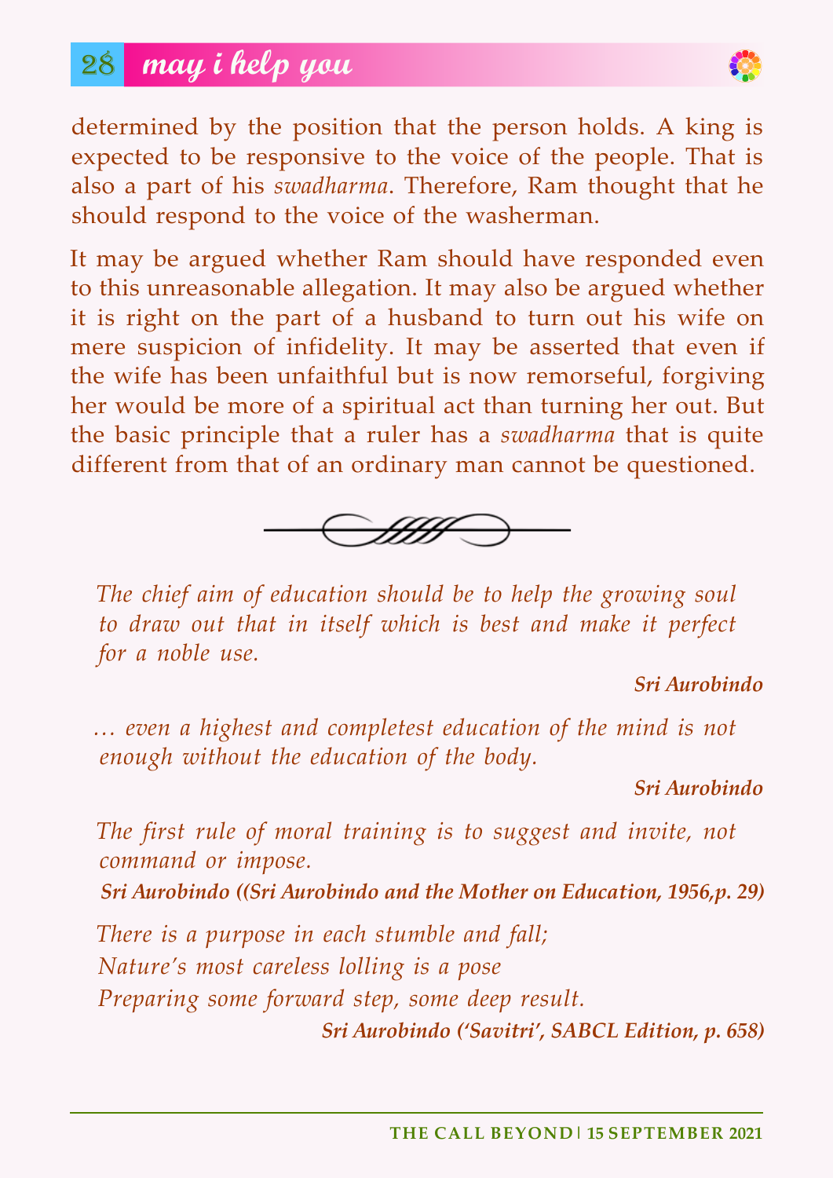determined by the position that the person holds. A king is expected to be responsive to the voice of the people. That is also a part of his *swadharma*. Therefore, Ram thought that he should respond to the voice of the washerman.

It may be argued whether Ram should have responded even to this unreasonable allegation. It may also be argued whether it is right on the part of a husband to turn out his wife on mere suspicion of infidelity. It may be asserted that even if the wife has been unfaithful but is now remorseful, forgiving her would be more of a spiritual act than turning her out. But the basic principle that a ruler has a *swadharma* that is quite different from that of an ordinary man cannot be questioned.

---

*The chief aim of education should be to help the growing soul to draw out that in itself which is best and make it perfect for a noble use.*

**Sri Aurobindo**

*… even a highest and completest education of the mind is not enough without the education of the body.*

**Sri Aurobindo**

*The first rule of moral training is to suggest and invite, not command or impose.*

**Sri Aurobindo ((Sri Aurobindo and the Mother on Education, 1956,p. 29)**

*There is a purpose in each stumble and fall;*
*Nature's most careless lolling is a pose*
*Preparing some forward step, some deep result.*

**Sri Aurobindo ('Savitri', SABCL Edition, p. 658)**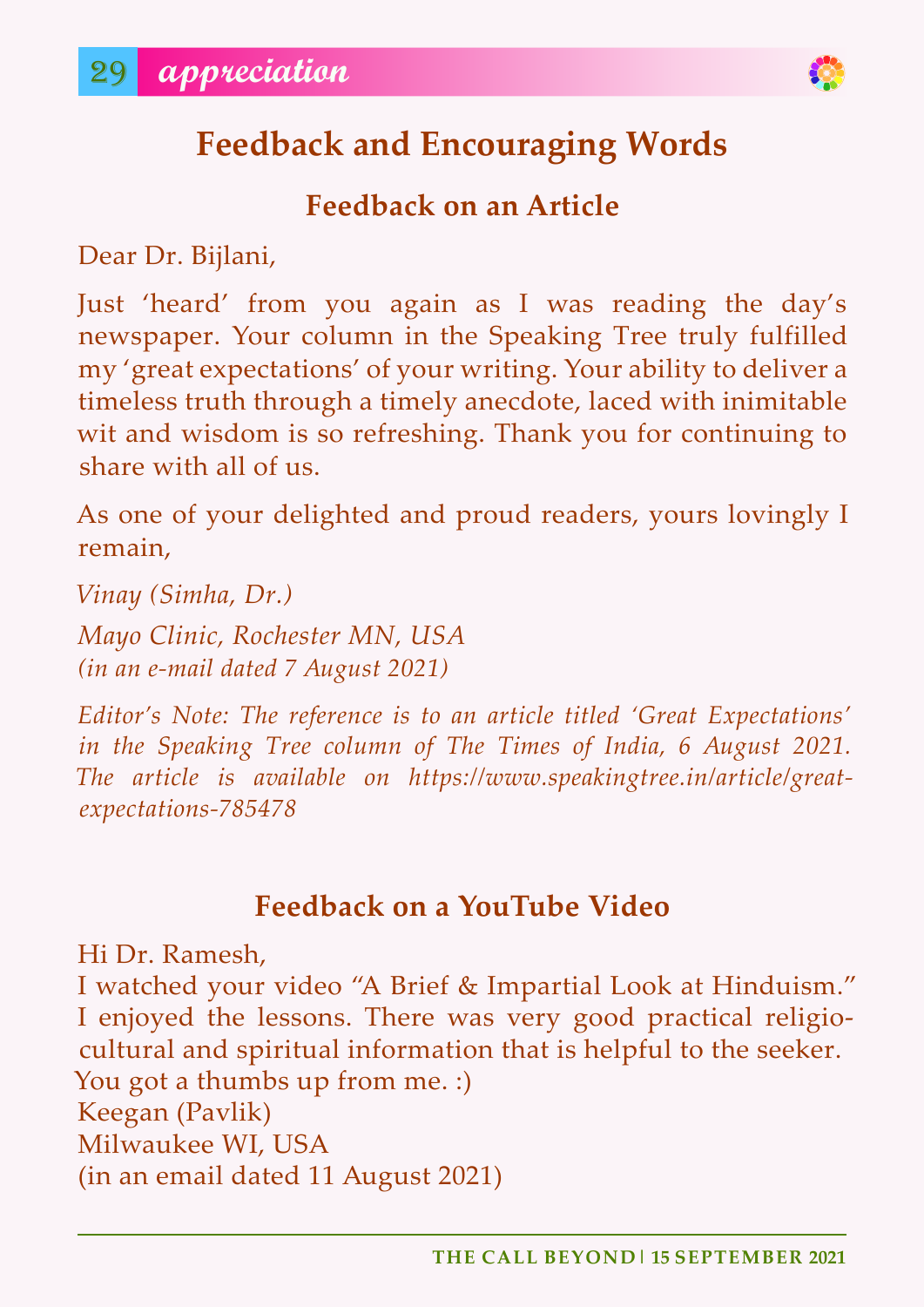# Feedback and Encouraging Words

## Feedback on an Article

Dear Dr. Bijlani,

Just 'heard' from you again as I was reading the day's newspaper. Your column in the Speaking Tree truly fulfilled my 'great expectations' of your writing. Your ability to deliver a timeless truth through a timely anecdote, laced with inimitable wit and wisdom is so refreshing. Thank you for continuing to share with all of us.

As one of your delighted and proud readers, yours lovingly I remain,

*Vinay (Simha, Dr.)*

*Mayo Clinic, Rochester MN, USA*
*(in an e-mail dated 7 August 2021)*

*Editor's Note: The reference is to an article titled 'Great Expectations' in the Speaking Tree column of The Times of India, 6 August 2021. The article is available on https://www.speakingtree.in/article/great-expectations-785478*

## Feedback on a YouTube Video

Hi Dr. Ramesh,
I watched your video "A Brief & Impartial Look at Hinduism." I enjoyed the lessons. There was very good practical religio-cultural and spiritual information that is helpful to the seeker. You got a thumbs up from me. :)
Keegan (Pavlik)
Milwaukee WI, USA
(in an email dated 11 August 2021)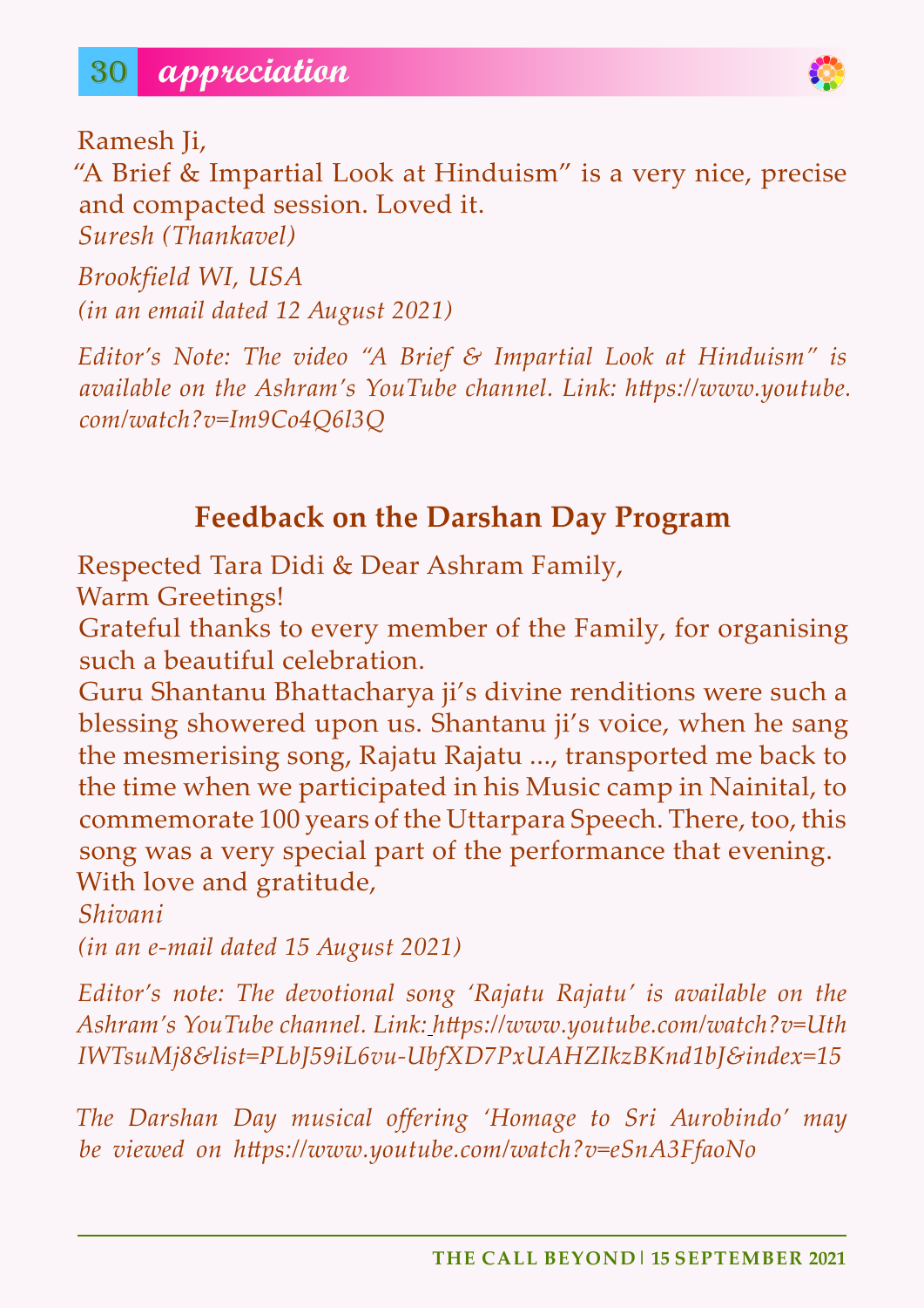Ramesh Ji,

"A Brief & Impartial Look at Hinduism" is a very nice, precise and compacted session. Loved it.

*Suresh (Thankavel)*

*Brookfield WI, USA*

*(in an email dated 12 August 2021)*

*Editor's Note: The video "A Brief & Impartial Look at Hinduism" is available on the Ashram's YouTube channel. Link: https://www.youtube.com/watch?v=Im9Co4Q6l3Q*

## Feedback on the Darshan Day Program

Respected Tara Didi & Dear Ashram Family,

Warm Greetings!

Grateful thanks to every member of the Family, for organising such a beautiful celebration.

Guru Shantanu Bhattacharya ji's divine renditions were such a blessing showered upon us. Shantanu ji's voice, when he sang the mesmerising song, Rajatu Rajatu ..., transported me back to the time when we participated in his Music camp in Nainital, to commemorate 100 years of the Uttarpara Speech. There, too, this song was a very special part of the performance that evening.

With love and gratitude,

*Shivani*

*(in an e-mail dated 15 August 2021)*

*Editor's note: The devotional song 'Rajatu Rajatu' is available on the Ashram's YouTube channel. Link: https://www.youtube.com/watch?v=UthIWTsuMj8&list=PLbJ59iL6vu-UbfXD7PxUAHZIkzBKnd1bJ&index=15*

*The Darshan Day musical offering 'Homage to Sri Aurobindo' may be viewed on https://www.youtube.com/watch?v=eSnA3FfaoNo*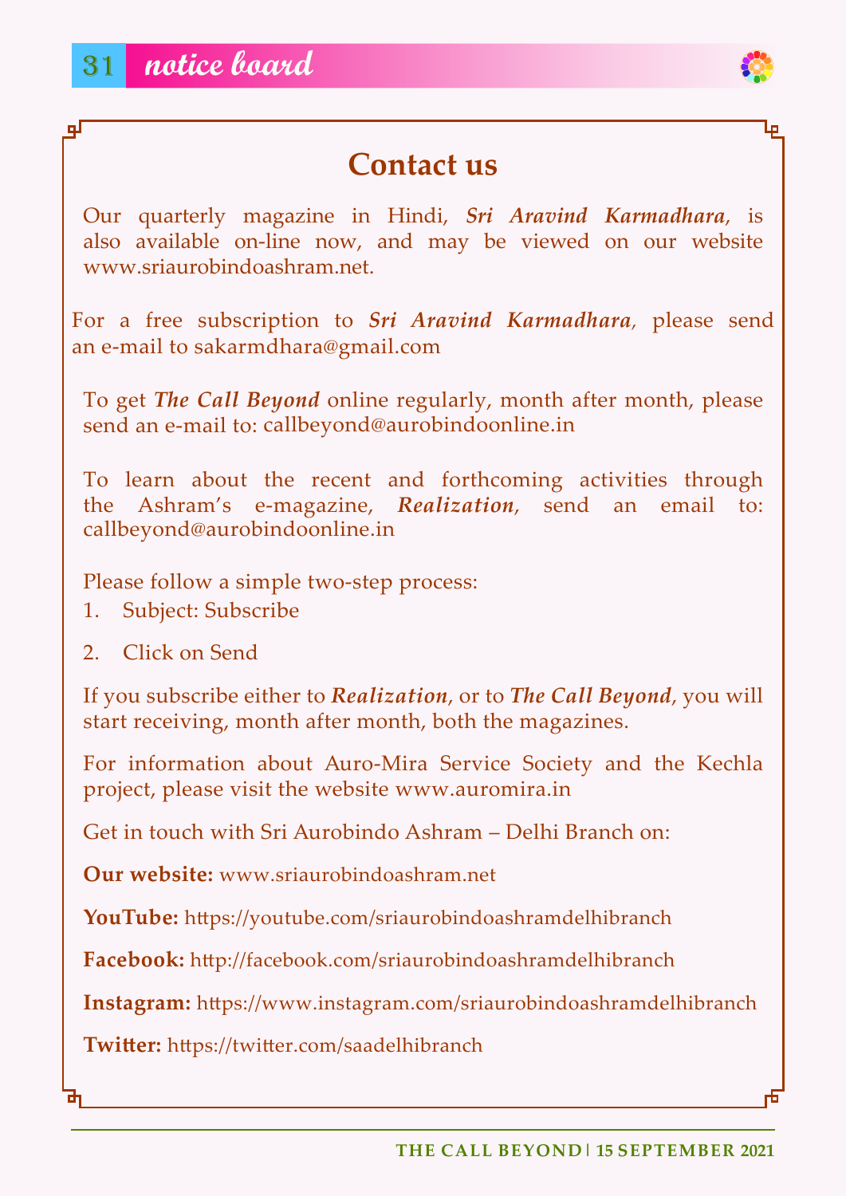## Contact us

Our quarterly magazine in Hindi, ***Sri Aravind Karmadhara***, is also available on-line now, and may be viewed on our website www.sriaurobindoashram.net.

For a free subscription to ***Sri Aravind Karmadhara***, please send an e-mail to sakarmdhara@gmail.com

To get ***The Call Beyond*** online regularly, month after month, please send an e-mail to: callbeyond@aurobindoonline.in

To learn about the recent and forthcoming activities through the Ashram's e-magazine, ***Realization***, send an email to: callbeyond@aurobindoonline.in

Please follow a simple two-step process:

1. Subject: Subscribe
2. Click on Send

If you subscribe either to ***Realization***, or to ***The Call Beyond***, you will start receiving, month after month, both the magazines.

For information about Auro-Mira Service Society and the Kechla project, please visit the website www.auromira.in

Get in touch with Sri Aurobindo Ashram – Delhi Branch on:

**Our website:** www.sriaurobindoashram.net

**YouTube:** https://youtube.com/sriaurobindoashramdelhibranch

**Facebook:** http://facebook.com/sriaurobindoashramdelhibranch

**Instagram:** https://www.instagram.com/sriaurobindoashramdelhibranch

**Twitter:** https://twitter.com/saadelhibranch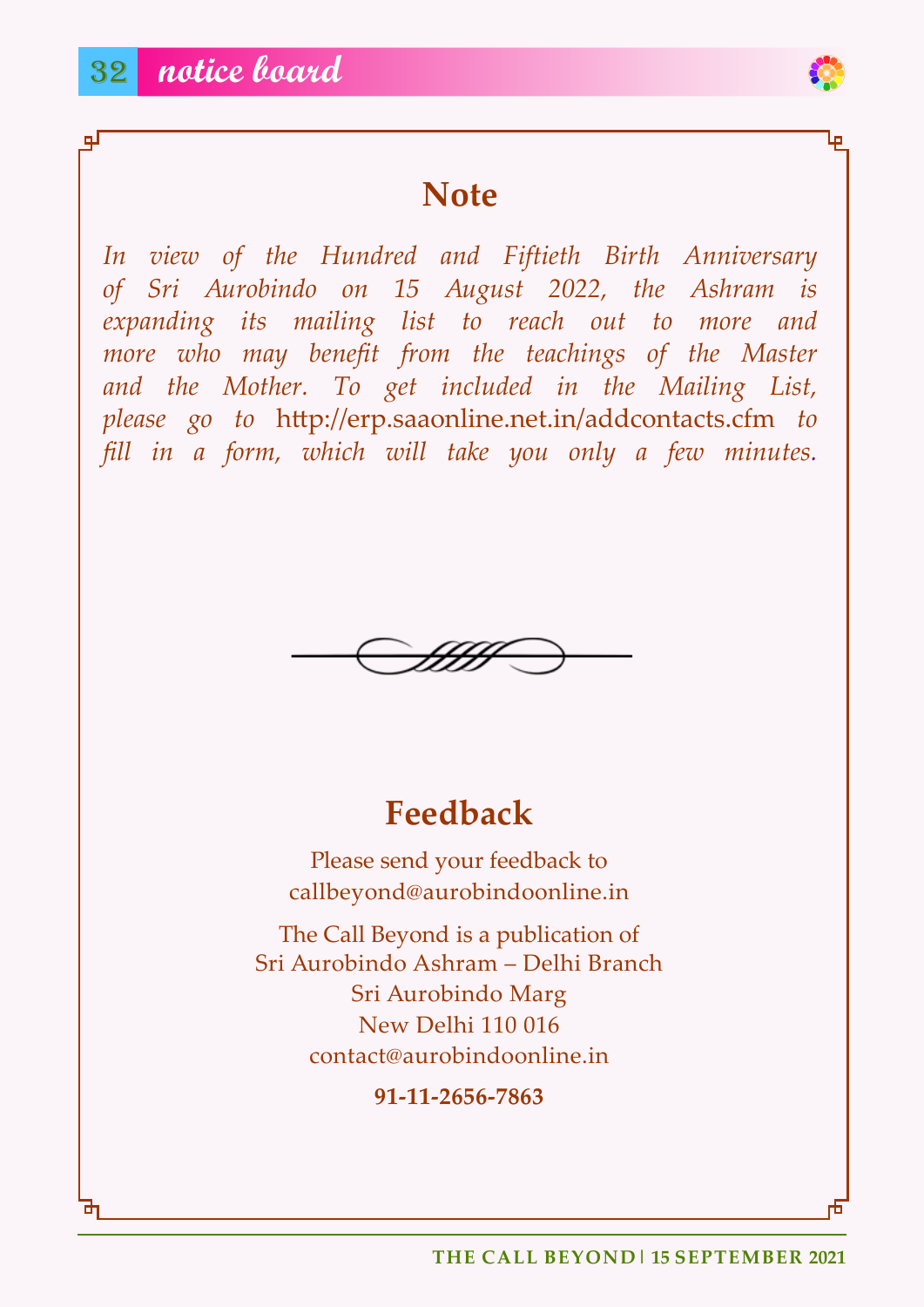## Note

*In view of the Hundred and Fiftieth Birth Anniversary of Sri Aurobindo on 15 August 2022, the Ashram is expanding its mailing list to reach out to more and more who may benefit from the teachings of the Master and the Mother. To get included in the Mailing List, please go to* http://erp.saaonline.net.in/addcontacts.cfm *to fill in a form, which will take you only a few minutes.*

## Feedback

Please send your feedback to
callbeyond@aurobindoonline.in

The Call Beyond is a publication of
Sri Aurobindo Ashram – Delhi Branch
Sri Aurobindo Marg
New Delhi 110 016
contact@aurobindoonline.in

**91-11-2656-7863**